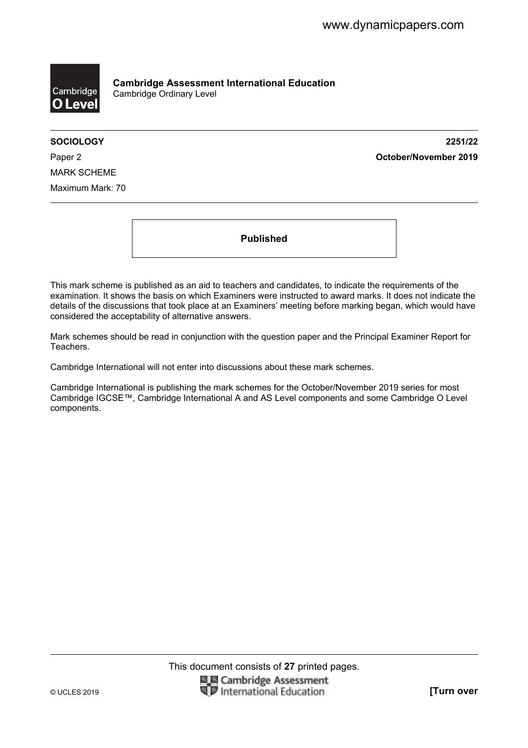**Cambridge Assessment International Education**
Cambridge Ordinary Level

**SOCIOLOGY** **2251/22**

Paper 2 **October/November 2019**

MARK SCHEME

Maximum Mark: 70

**Published**

This mark scheme is published as an aid to teachers and candidates, to indicate the requirements of the examination. It shows the basis on which Examiners were instructed to award marks. It does not indicate the details of the discussions that took place at an Examiners' meeting before marking began, which would have considered the acceptability of alternative answers.

Mark schemes should be read in conjunction with the question paper and the Principal Examiner Report for Teachers.

Cambridge International will not enter into discussions about these mark schemes.

Cambridge International is publishing the mark schemes for the October/November 2019 series for most Cambridge IGCSE™, Cambridge International A and AS Level components and some Cambridge O Level components.

This document consists of **27** printed pages.

© UCLES 2019 **[Turn over**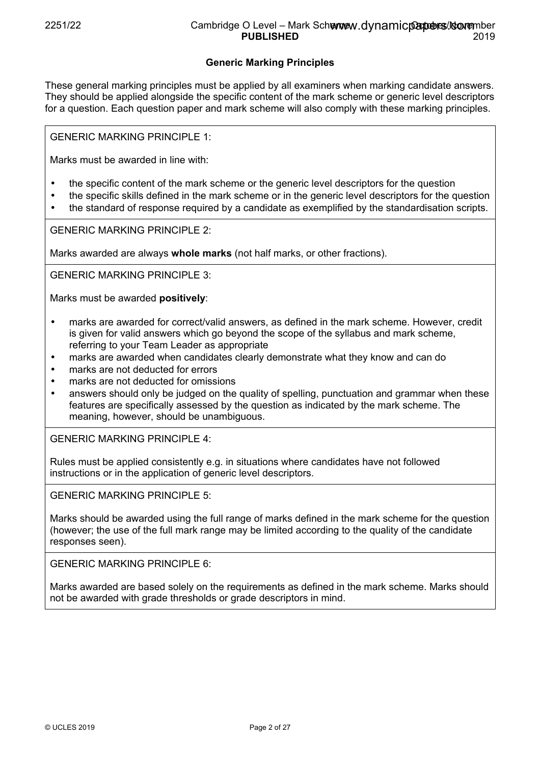## Generic Marking Principles

These general marking principles must be applied by all examiners when marking candidate answers. They should be applied alongside the specific content of the mark scheme or generic level descriptors for a question. Each question paper and mark scheme will also comply with these marking principles.

GENERIC MARKING PRINCIPLE 1:

Marks must be awarded in line with:

- the specific content of the mark scheme or the generic level descriptors for the question
- the specific skills defined in the mark scheme or in the generic level descriptors for the question
- the standard of response required by a candidate as exemplified by the standardisation scripts.

GENERIC MARKING PRINCIPLE 2:

Marks awarded are always **whole marks** (not half marks, or other fractions).

GENERIC MARKING PRINCIPLE 3:

Marks must be awarded **positively**:

- marks are awarded for correct/valid answers, as defined in the mark scheme. However, credit is given for valid answers which go beyond the scope of the syllabus and mark scheme, referring to your Team Leader as appropriate
- marks are awarded when candidates clearly demonstrate what they know and can do
- marks are not deducted for errors
- marks are not deducted for omissions
- answers should only be judged on the quality of spelling, punctuation and grammar when these features are specifically assessed by the question as indicated by the mark scheme. The meaning, however, should be unambiguous.

GENERIC MARKING PRINCIPLE 4:

Rules must be applied consistently e.g. in situations where candidates have not followed instructions or in the application of generic level descriptors.

GENERIC MARKING PRINCIPLE 5:

Marks should be awarded using the full range of marks defined in the mark scheme for the question (however; the use of the full mark range may be limited according to the quality of the candidate responses seen).

GENERIC MARKING PRINCIPLE 6:

Marks awarded are based solely on the requirements as defined in the mark scheme. Marks should not be awarded with grade thresholds or grade descriptors in mind.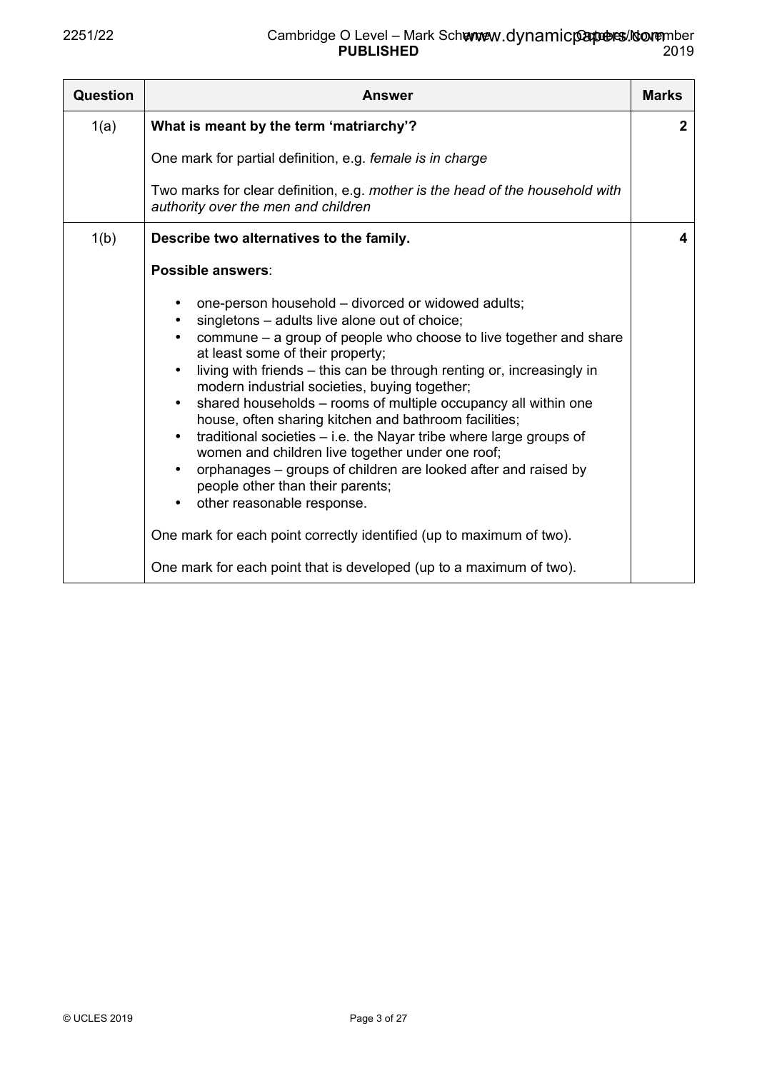| Question | Answer | Marks |
|---|---|---|
| 1(a) | **What is meant by the term 'matriarchy'?**<br><br>One mark for partial definition, e.g. *female is in charge*<br><br>Two marks for clear definition, e.g. *mother is the head of the household with authority over the men and children* | **2** |
| 1(b) | **Describe two alternatives to the family.**<br><br>**Possible answers**:<br><br>• one-person household – divorced or widowed adults;<br>• singletons – adults live alone out of choice;<br>• commune – a group of people who choose to live together and share at least some of their property;<br>• living with friends – this can be through renting or, increasingly in modern industrial societies, buying together;<br>• shared households – rooms of multiple occupancy all within one house, often sharing kitchen and bathroom facilities;<br>• traditional societies – i.e. the Nayar tribe where large groups of women and children live together under one roof;<br>• orphanages – groups of children are looked after and raised by people other than their parents;<br>• other reasonable response.<br><br>One mark for each point correctly identified (up to maximum of two).<br><br>One mark for each point that is developed (up to a maximum of two). | **4** |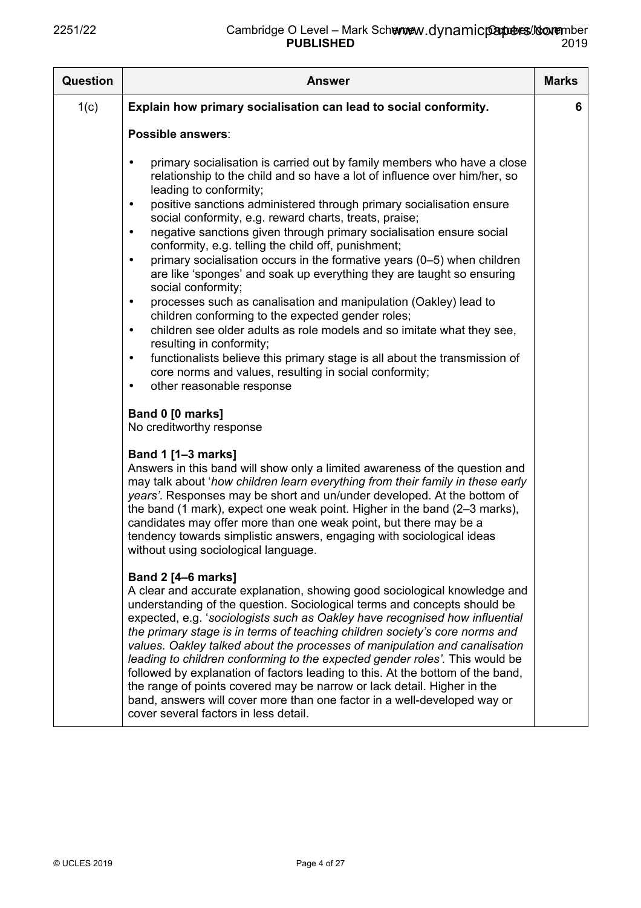| Question | Answer | Marks |
|---|---|---|
| 1(c) | **Explain how primary socialisation can lead to social conformity.**<br><br>**Possible answers**:<br><br>• primary socialisation is carried out by family members who have a close relationship to the child and so have a lot of influence over him/her, so leading to conformity;<br>• positive sanctions administered through primary socialisation ensure social conformity, e.g. reward charts, treats, praise;<br>• negative sanctions given through primary socialisation ensure social conformity, e.g. telling the child off, punishment;<br>• primary socialisation occurs in the formative years (0–5) when children are like 'sponges' and soak up everything they are taught so ensuring social conformity;<br>• processes such as canalisation and manipulation (Oakley) lead to children conforming to the expected gender roles;<br>• children see older adults as role models and so imitate what they see, resulting in conformity;<br>• functionalists believe this primary stage is all about the transmission of core norms and values, resulting in social conformity;<br>• other reasonable response<br><br>**Band 0 [0 marks]**<br>No creditworthy response<br><br>**Band 1 [1–3 marks]**<br>Answers in this band will show only a limited awareness of the question and may talk about '*how children learn everything from their family in these early years*'. Responses may be short and un/under developed. At the bottom of the band (1 mark), expect one weak point. Higher in the band (2–3 marks), candidates may offer more than one weak point, but there may be a tendency towards simplistic answers, engaging with sociological ideas without using sociological language.<br><br>**Band 2 [4–6 marks]**<br>A clear and accurate explanation, showing good sociological knowledge and understanding of the question. Sociological terms and concepts should be expected, e.g. '*sociologists such as Oakley have recognised how influential the primary stage is in terms of teaching children society's core norms and values. Oakley talked about the processes of manipulation and canalisation leading to children conforming to the expected gender roles*'. This would be followed by explanation of factors leading to this. At the bottom of the band, the range of points covered may be narrow or lack detail. Higher in the band, answers will cover more than one factor in a well-developed way or cover several factors in less detail. | 6 |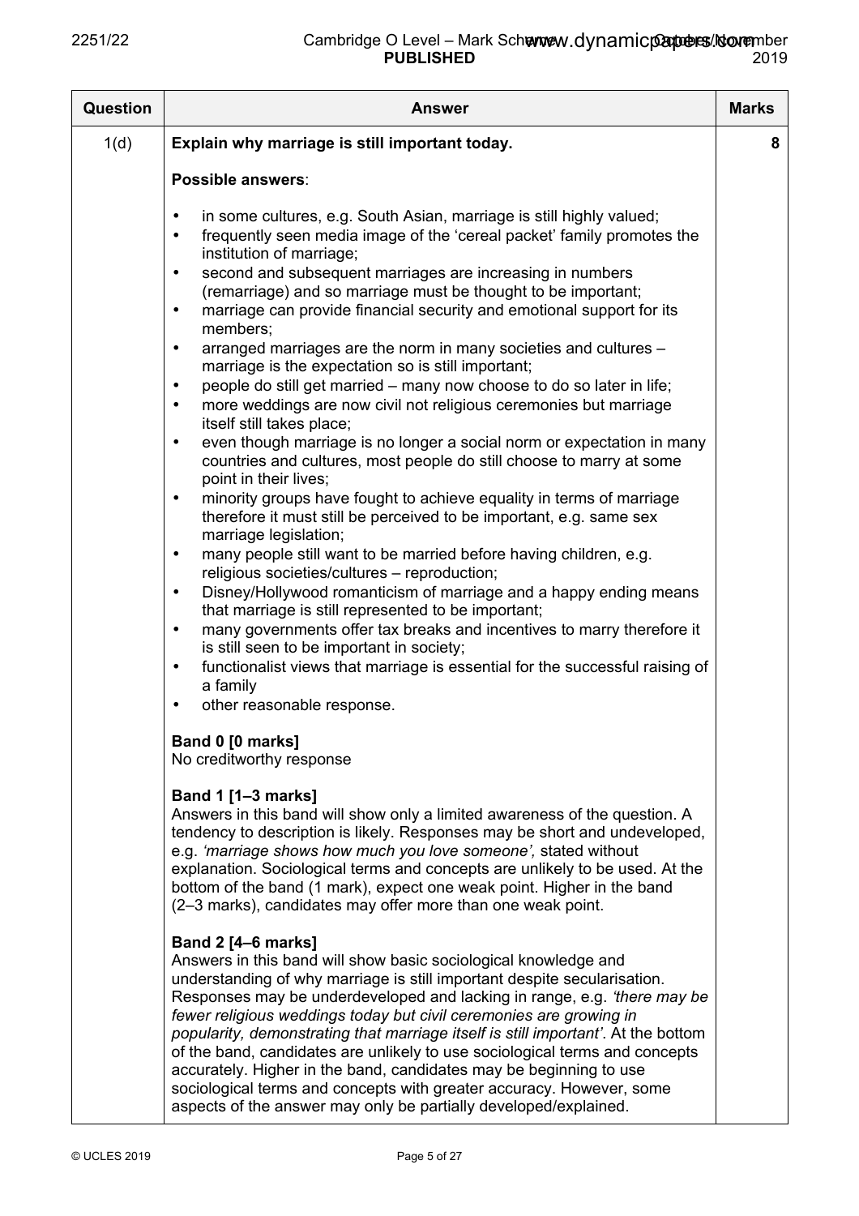| Question | Answer | Marks |
|---|---|---|
| 1(d) | **Explain why marriage is still important today.**<br><br>**Possible answers**:<br><br>• in some cultures, e.g. South Asian, marriage is still highly valued;<br>• frequently seen media image of the 'cereal packet' family promotes the institution of marriage;<br>• second and subsequent marriages are increasing in numbers (remarriage) and so marriage must be thought to be important;<br>• marriage can provide financial security and emotional support for its members;<br>• arranged marriages are the norm in many societies and cultures – marriage is the expectation so is still important;<br>• people do still get married – many now choose to do so later in life;<br>• more weddings are now civil not religious ceremonies but marriage itself still takes place;<br>• even though marriage is no longer a social norm or expectation in many countries and cultures, most people do still choose to marry at some point in their lives;<br>• minority groups have fought to achieve equality in terms of marriage therefore it must still be perceived to be important, e.g. same sex marriage legislation;<br>• many people still want to be married before having children, e.g. religious societies/cultures – reproduction;<br>• Disney/Hollywood romanticism of marriage and a happy ending means that marriage is still represented to be important;<br>• many governments offer tax breaks and incentives to marry therefore it is still seen to be important in society;<br>• functionalist views that marriage is essential for the successful raising of a family<br>• other reasonable response.<br><br>**Band 0 [0 marks]**<br>No creditworthy response<br><br>**Band 1 [1–3 marks]**<br>Answers in this band will show only a limited awareness of the question. A tendency to description is likely. Responses may be short and undeveloped, e.g. *'marriage shows how much you love someone',* stated without explanation. Sociological terms and concepts are unlikely to be used. At the bottom of the band (1 mark), expect one weak point. Higher in the band (2–3 marks), candidates may offer more than one weak point.<br><br>**Band 2 [4–6 marks]**<br>Answers in this band will show basic sociological knowledge and understanding of why marriage is still important despite secularisation. Responses may be underdeveloped and lacking in range, e.g. *'there may be fewer religious weddings today but civil ceremonies are growing in popularity, demonstrating that marriage itself is still important'*. At the bottom of the band, candidates are unlikely to use sociological terms and concepts accurately. Higher in the band, candidates may be beginning to use sociological terms and concepts with greater accuracy. However, some aspects of the answer may only be partially developed/explained. | 8 |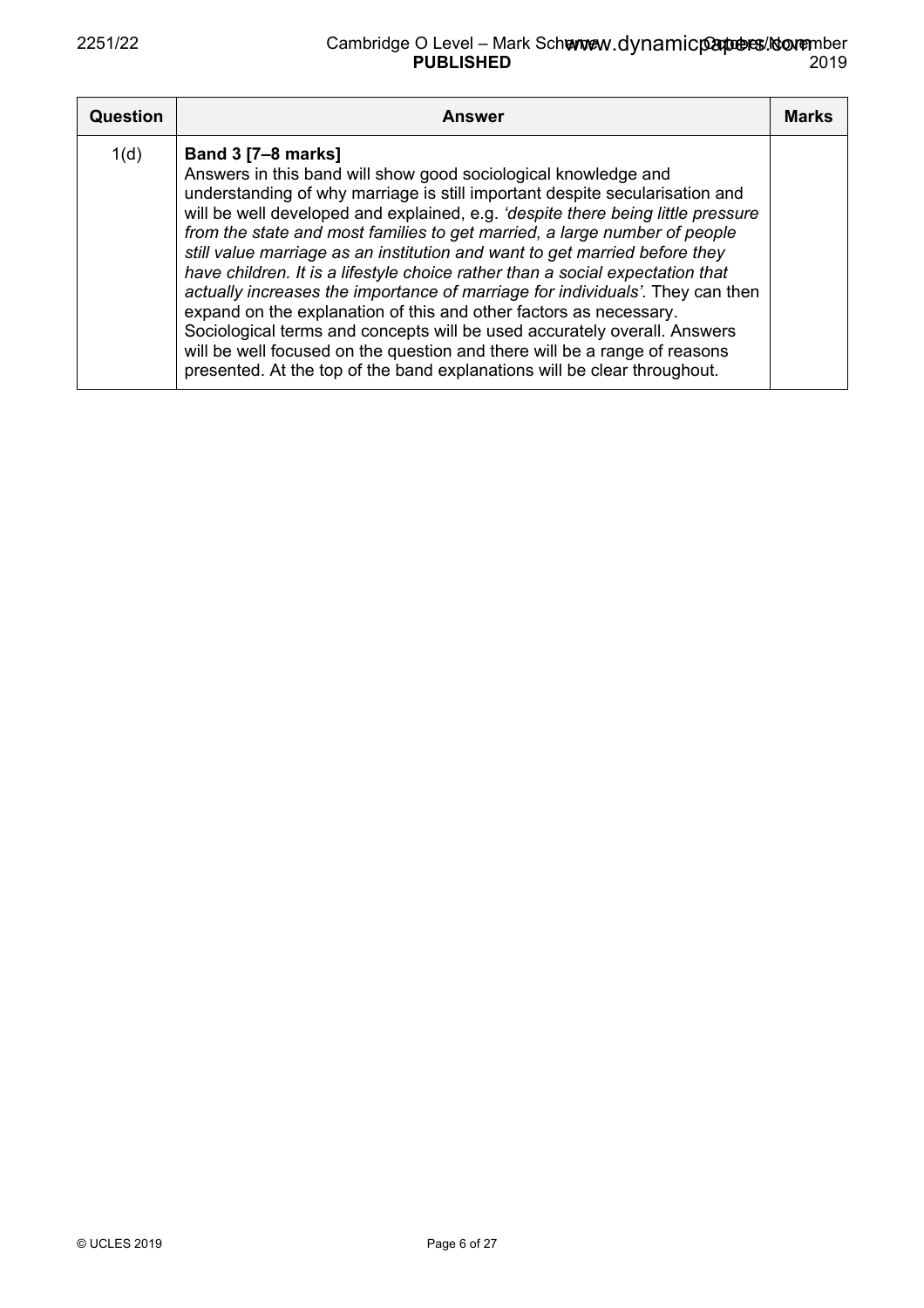| Question | Answer | Marks |
|---|---|---|
| 1(d) | **Band 3 [7–8 marks]**<br>Answers in this band will show good sociological knowledge and understanding of why marriage is still important despite secularisation and will be well developed and explained, e.g. *'despite there being little pressure from the state and most families to get married, a large number of people still value marriage as an institution and want to get married before they have children. It is a lifestyle choice rather than a social expectation that actually increases the importance of marriage for individuals'*. They can then expand on the explanation of this and other factors as necessary. Sociological terms and concepts will be used accurately overall. Answers will be well focused on the question and there will be a range of reasons presented. At the top of the band explanations will be clear throughout. | |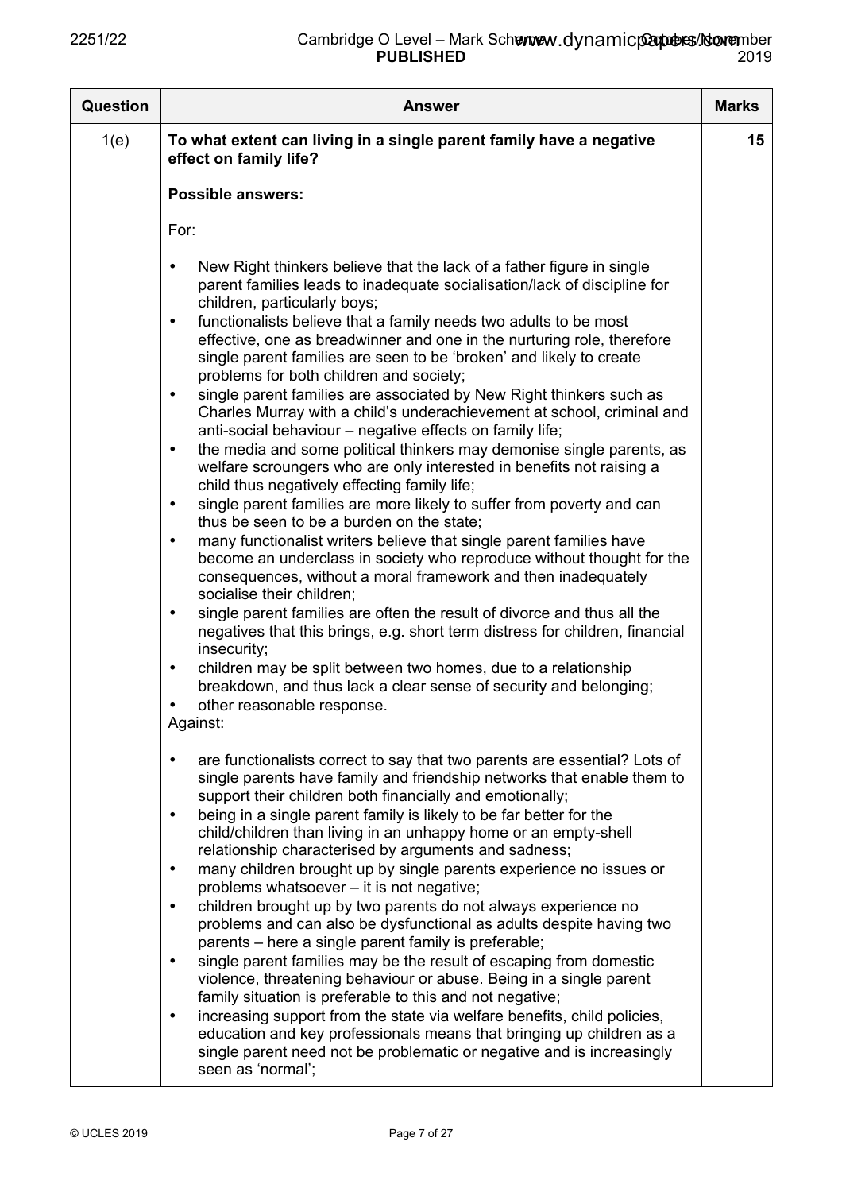| Question | Answer | Marks |
|---|---|---|
| 1(e) | **To what extent can living in a single parent family have a negative effect on family life?**<br><br>**Possible answers:**<br><br>For:<br><br>• New Right thinkers believe that the lack of a father figure in single parent families leads to inadequate socialisation/lack of discipline for children, particularly boys;<br>• functionalists believe that a family needs two adults to be most effective, one as breadwinner and one in the nurturing role, therefore single parent families are seen to be 'broken' and likely to create problems for both children and society;<br>• single parent families are associated by New Right thinkers such as Charles Murray with a child's underachievement at school, criminal and anti-social behaviour – negative effects on family life;<br>• the media and some political thinkers may demonise single parents, as welfare scroungers who are only interested in benefits not raising a child thus negatively effecting family life;<br>• single parent families are more likely to suffer from poverty and can thus be seen to be a burden on the state;<br>• many functionalist writers believe that single parent families have become an underclass in society who reproduce without thought for the consequences, without a moral framework and then inadequately socialise their children;<br>• single parent families are often the result of divorce and thus all the negatives that this brings, e.g. short term distress for children, financial insecurity;<br>• children may be split between two homes, due to a relationship breakdown, and thus lack a clear sense of security and belonging;<br>• other reasonable response.<br><br>Against:<br><br>• are functionalists correct to say that two parents are essential? Lots of single parents have family and friendship networks that enable them to support their children both financially and emotionally;<br>• being in a single parent family is likely to be far better for the child/children than living in an unhappy home or an empty-shell relationship characterised by arguments and sadness;<br>• many children brought up by single parents experience no issues or problems whatsoever – it is not negative;<br>• children brought up by two parents do not always experience no problems and can also be dysfunctional as adults despite having two parents – here a single parent family is preferable;<br>• single parent families may be the result of escaping from domestic violence, threatening behaviour or abuse. Being in a single parent family situation is preferable to this and not negative;<br>• increasing support from the state via welfare benefits, child policies, education and key professionals means that bringing up children as a single parent need not be problematic or negative and is increasingly seen as 'normal'; | 15 |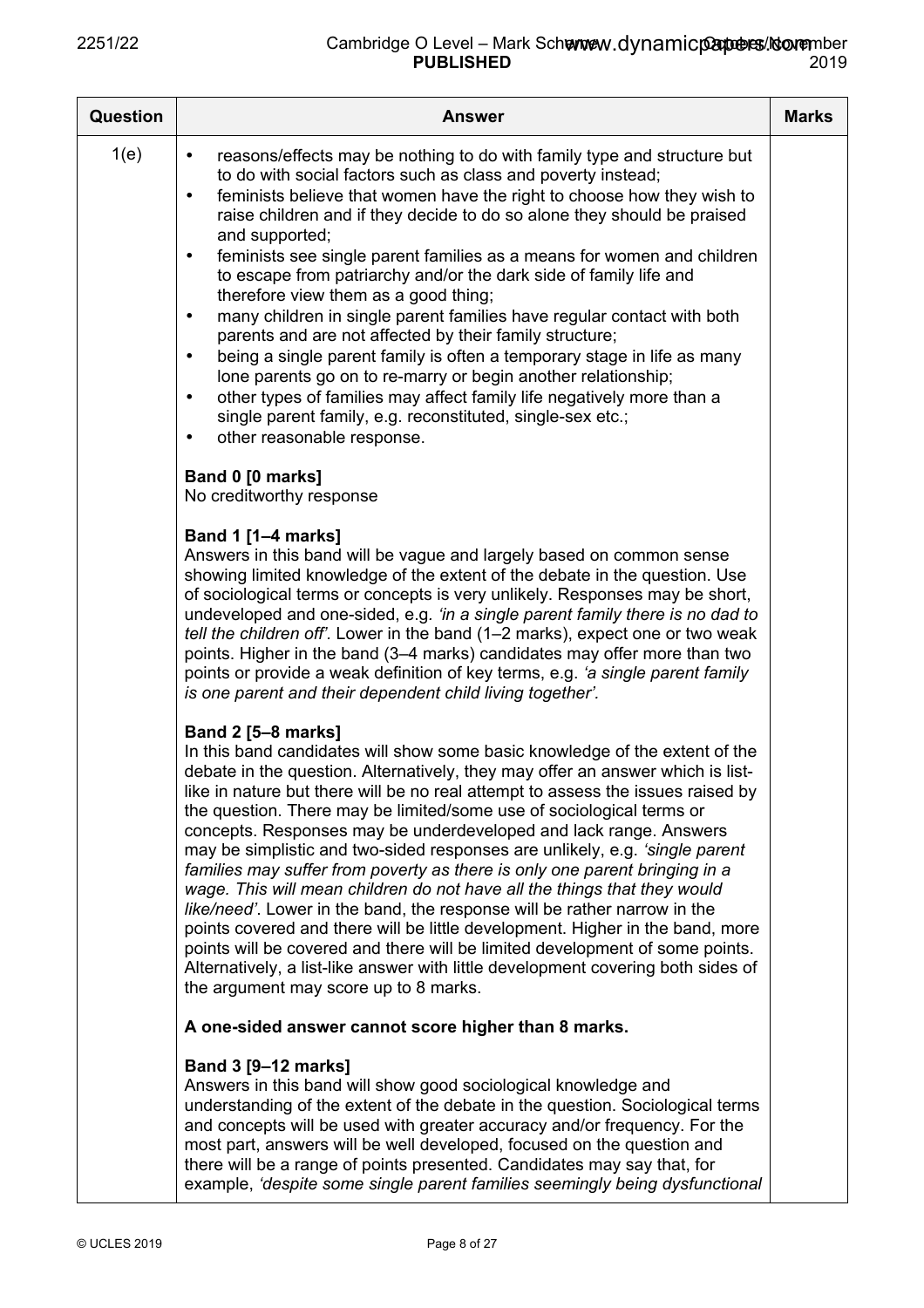| Question | Answer | Marks |
|---|---|---|
| 1(e) | • reasons/effects may be nothing to do with family type and structure but to do with social factors such as class and poverty instead;<br>• feminists believe that women have the right to choose how they wish to raise children and if they decide to do so alone they should be praised and supported;<br>• feminists see single parent families as a means for women and children to escape from patriarchy and/or the dark side of family life and therefore view them as a good thing;<br>• many children in single parent families have regular contact with both parents and are not affected by their family structure;<br>• being a single parent family is often a temporary stage in life as many lone parents go on to re-marry or begin another relationship;<br>• other types of families may affect family life negatively more than a single parent family, e.g. reconstituted, single-sex etc.;<br>• other reasonable response.<br><br>**Band 0 [0 marks]**<br>No creditworthy response<br><br>**Band 1 [1–4 marks]**<br>Answers in this band will be vague and largely based on common sense showing limited knowledge of the extent of the debate in the question. Use of sociological terms or concepts is very unlikely. Responses may be short, undeveloped and one-sided, e.g. *'in a single parent family there is no dad to tell the children off'*. Lower in the band (1–2 marks), expect one or two weak points. Higher in the band (3–4 marks) candidates may offer more than two points or provide a weak definition of key terms, e.g. *'a single parent family is one parent and their dependent child living together'*.<br><br>**Band 2 [5–8 marks]**<br>In this band candidates will show some basic knowledge of the extent of the debate in the question. Alternatively, they may offer an answer which is list-like in nature but there will be no real attempt to assess the issues raised by the question. There may be limited/some use of sociological terms or concepts. Responses may be underdeveloped and lack range. Answers may be simplistic and two-sided responses are unlikely, e.g. *'single parent families may suffer from poverty as there is only one parent bringing in a wage. This will mean children do not have all the things that they would like/need'*. Lower in the band, the response will be rather narrow in the points covered and there will be little development. Higher in the band, more points will be covered and there will be limited development of some points. Alternatively, a list-like answer with little development covering both sides of the argument may score up to 8 marks.<br><br>**A one-sided answer cannot score higher than 8 marks.**<br><br>**Band 3 [9–12 marks]**<br>Answers in this band will show good sociological knowledge and understanding of the extent of the debate in the question. Sociological terms and concepts will be used with greater accuracy and/or frequency. For the most part, answers will be well developed, focused on the question and there will be a range of points presented. Candidates may say that, for example, *'despite some single parent families seemingly being dysfunctional* | |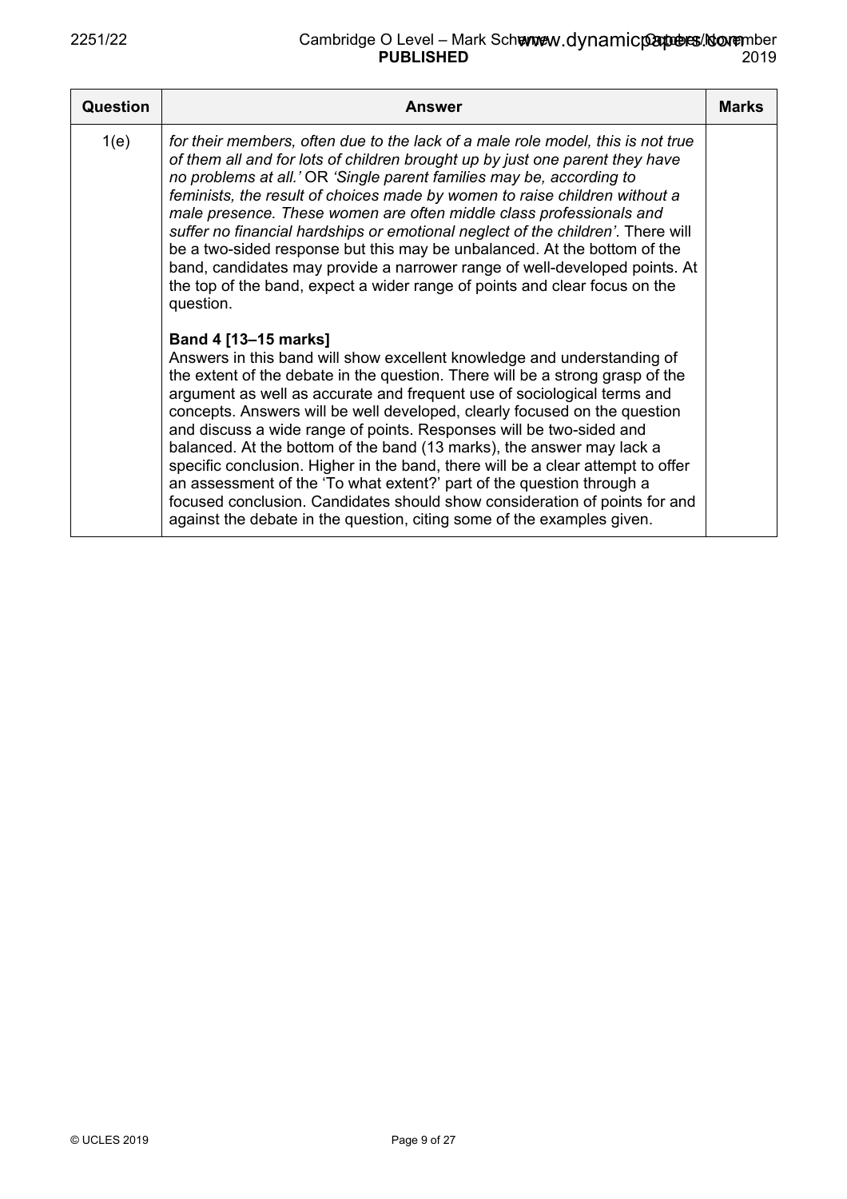| Question | Answer | Marks |
|---|---|---|
| 1(e) | *for their members, often due to the lack of a male role model, this is not true of them all and for lots of children brought up by just one parent they have no problems at all.'* OR *'Single parent families may be, according to feminists, the result of choices made by women to raise children without a male presence. These women are often middle class professionals and suffer no financial hardships or emotional neglect of the children'*. There will be a two-sided response but this may be unbalanced. At the bottom of the band, candidates may provide a narrower range of well-developed points. At the top of the band, expect a wider range of points and clear focus on the question.<br><br>**Band 4 [13–15 marks]**<br>Answers in this band will show excellent knowledge and understanding of the extent of the debate in the question. There will be a strong grasp of the argument as well as accurate and frequent use of sociological terms and concepts. Answers will be well developed, clearly focused on the question and discuss a wide range of points. Responses will be two-sided and balanced. At the bottom of the band (13 marks), the answer may lack a specific conclusion. Higher in the band, there will be a clear attempt to offer an assessment of the 'To what extent?' part of the question through a focused conclusion. Candidates should show consideration of points for and against the debate in the question, citing some of the examples given. | |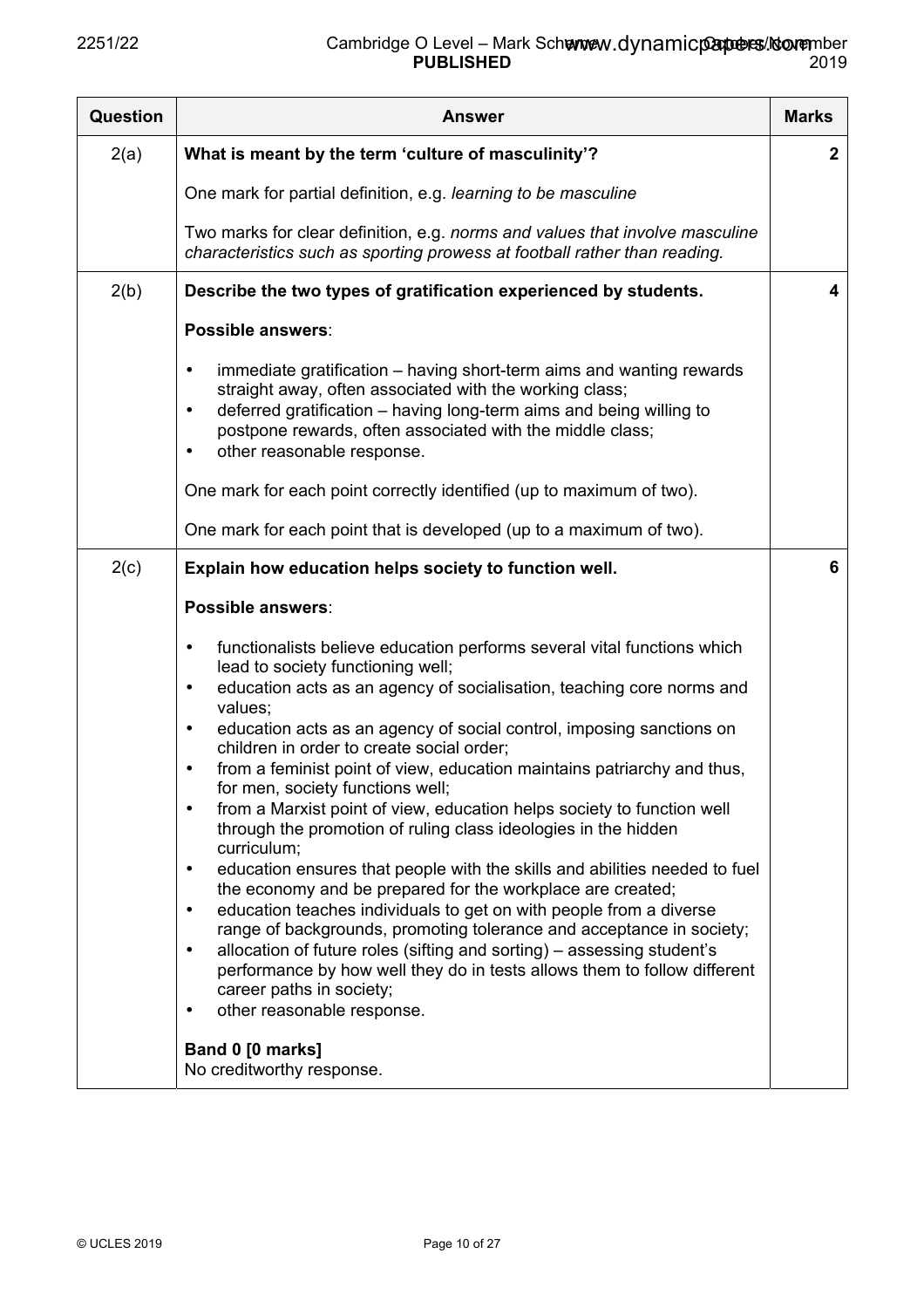| Question | Answer | Marks |
|---|---|---|
| 2(a) | **What is meant by the term 'culture of masculinity'?**<br><br>One mark for partial definition, e.g. *learning to be masculine*<br><br>Two marks for clear definition, e.g. *norms and values that involve masculine characteristics such as sporting prowess at football rather than reading.* | **2** |
| 2(b) | **Describe the two types of gratification experienced by students.**<br><br>**Possible answers**:<br><br>• immediate gratification – having short-term aims and wanting rewards straight away, often associated with the working class;<br>• deferred gratification – having long-term aims and being willing to postpone rewards, often associated with the middle class;<br>• other reasonable response.<br><br>One mark for each point correctly identified (up to maximum of two).<br><br>One mark for each point that is developed (up to a maximum of two). | **4** |
| 2(c) | **Explain how education helps society to function well.**<br><br>**Possible answers**:<br><br>• functionalists believe education performs several vital functions which lead to society functioning well;<br>• education acts as an agency of socialisation, teaching core norms and values;<br>• education acts as an agency of social control, imposing sanctions on children in order to create social order;<br>• from a feminist point of view, education maintains patriarchy and thus, for men, society functions well;<br>• from a Marxist point of view, education helps society to function well through the promotion of ruling class ideologies in the hidden curriculum;<br>• education ensures that people with the skills and abilities needed to fuel the economy and be prepared for the workplace are created;<br>• education teaches individuals to get on with people from a diverse range of backgrounds, promoting tolerance and acceptance in society;<br>• allocation of future roles (sifting and sorting) – assessing student's performance by how well they do in tests allows them to follow different career paths in society;<br>• other reasonable response.<br><br>**Band 0 [0 marks]**<br>No creditworthy response. | **6** |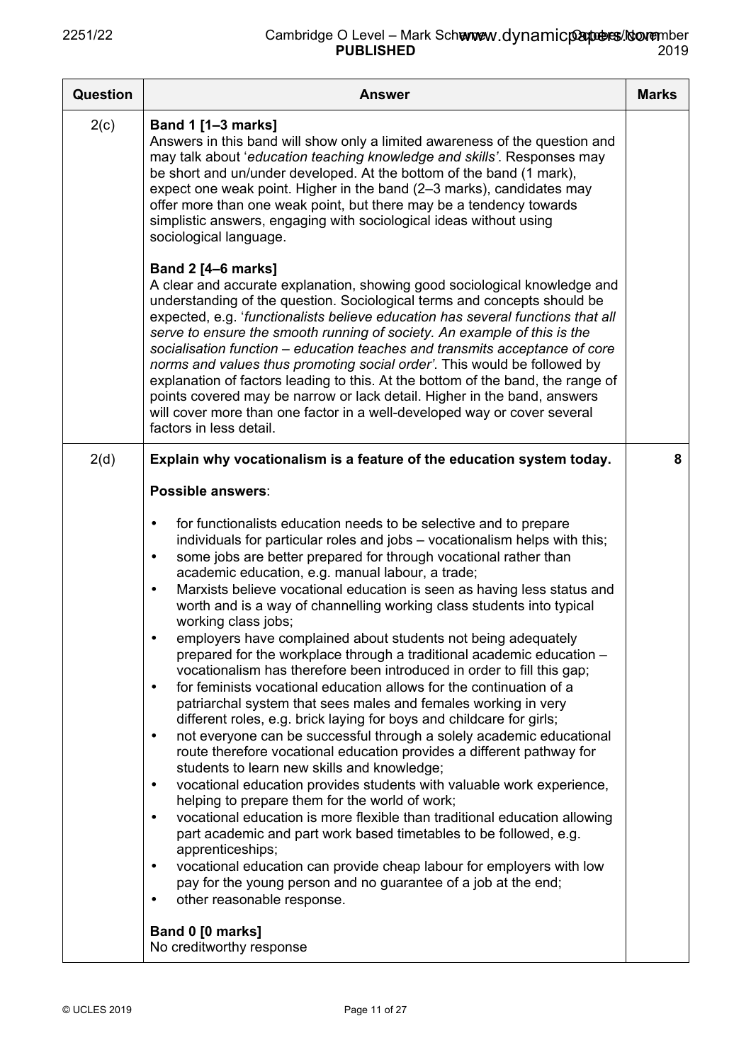| Question | Answer | Marks |
|---|---|---|
| 2(c) | **Band 1 [1–3 marks]**<br>Answers in this band will show only a limited awareness of the question and may talk about '*education teaching knowledge and skills*'. Responses may be short and un/under developed. At the bottom of the band (1 mark), expect one weak point. Higher in the band (2–3 marks), candidates may offer more than one weak point, but there may be a tendency towards simplistic answers, engaging with sociological ideas without using sociological language.<br><br>**Band 2 [4–6 marks]**<br>A clear and accurate explanation, showing good sociological knowledge and understanding of the question. Sociological terms and concepts should be expected, e.g. '*functionalists believe education has several functions that all serve to ensure the smooth running of society. An example of this is the socialisation function – education teaches and transmits acceptance of core norms and values thus promoting social order*'. This would be followed by explanation of factors leading to this. At the bottom of the band, the range of points covered may be narrow or lack detail. Higher in the band, answers will cover more than one factor in a well-developed way or cover several factors in less detail. | |
| 2(d) | **Explain why vocationalism is a feature of the education system today.**<br><br>**Possible answers**:<br><br>• for functionalists education needs to be selective and to prepare individuals for particular roles and jobs – vocationalism helps with this;<br>• some jobs are better prepared for through vocational rather than academic education, e.g. manual labour, a trade;<br>• Marxists believe vocational education is seen as having less status and worth and is a way of channelling working class students into typical working class jobs;<br>• employers have complained about students not being adequately prepared for the workplace through a traditional academic education – vocationalism has therefore been introduced in order to fill this gap;<br>• for feminists vocational education allows for the continuation of a patriarchal system that sees males and females working in very different roles, e.g. brick laying for boys and childcare for girls;<br>• not everyone can be successful through a solely academic educational route therefore vocational education provides a different pathway for students to learn new skills and knowledge;<br>• vocational education provides students with valuable work experience, helping to prepare them for the world of work;<br>• vocational education is more flexible than traditional education allowing part academic and part work based timetables to be followed, e.g. apprenticeships;<br>• vocational education can provide cheap labour for employers with low pay for the young person and no guarantee of a job at the end;<br>• other reasonable response.<br><br>**Band 0 [0 marks]**<br>No creditworthy response | 8 |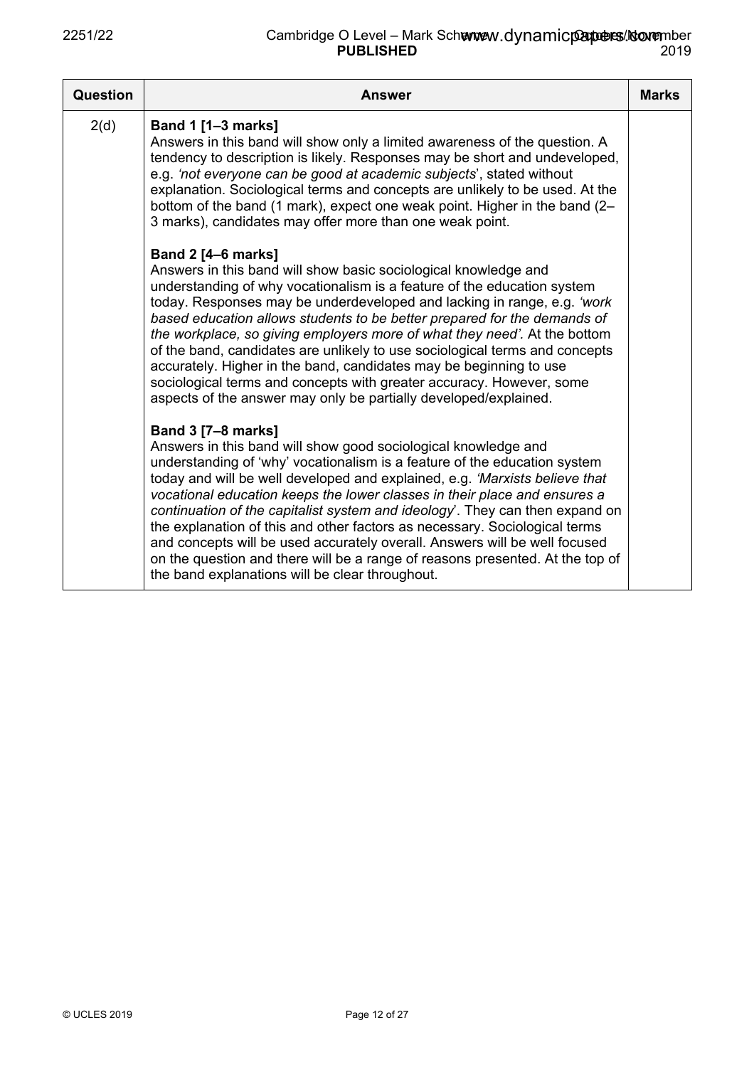| Question | Answer | Marks |
|---|---|---|
| 2(d) | **Band 1 [1–3 marks]**<br>Answers in this band will show only a limited awareness of the question. A tendency to description is likely. Responses may be short and undeveloped, e.g. *'not everyone can be good at academic subjects*', stated without explanation. Sociological terms and concepts are unlikely to be used. At the bottom of the band (1 mark), expect one weak point. Higher in the band (2–3 marks), candidates may offer more than one weak point.<br><br>**Band 2 [4–6 marks]**<br>Answers in this band will show basic sociological knowledge and understanding of why vocationalism is a feature of the education system today. Responses may be underdeveloped and lacking in range, e.g. *'work based education allows students to be better prepared for the demands of the workplace, so giving employers more of what they need'.* At the bottom of the band, candidates are unlikely to use sociological terms and concepts accurately. Higher in the band, candidates may be beginning to use sociological terms and concepts with greater accuracy. However, some aspects of the answer may only be partially developed/explained.<br><br>**Band 3 [7–8 marks]**<br>Answers in this band will show good sociological knowledge and understanding of 'why' vocationalism is a feature of the education system today and will be well developed and explained, e.g. *'Marxists believe that vocational education keeps the lower classes in their place and ensures a continuation of the capitalist system and ideology*'. They can then expand on the explanation of this and other factors as necessary. Sociological terms and concepts will be used accurately overall. Answers will be well focused on the question and there will be a range of reasons presented. At the top of the band explanations will be clear throughout. | |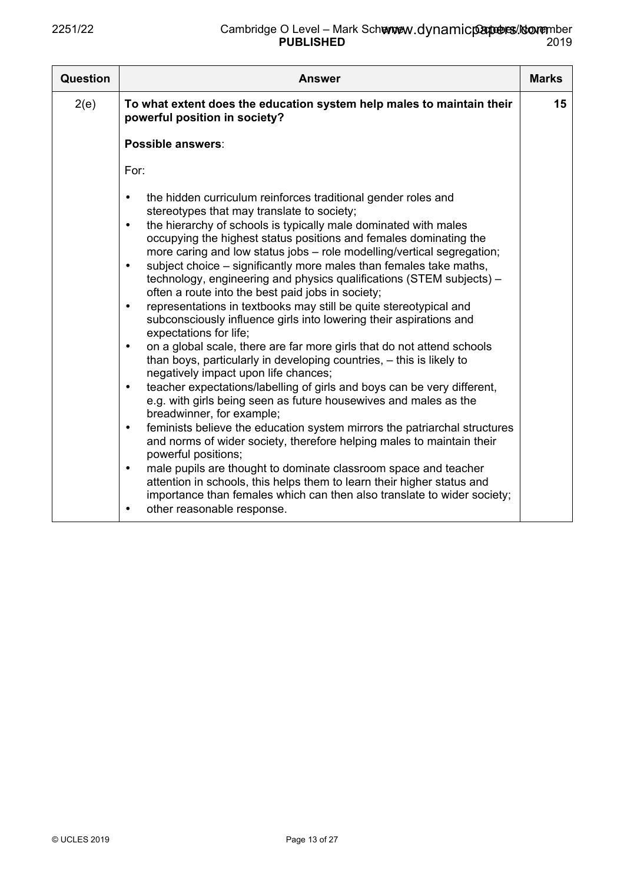| Question | Answer | Marks |
|---|---|---|
| 2(e) | **To what extent does the education system help males to maintain their powerful position in society?**<br><br>**Possible answers**:<br><br>For:<br><br>• the hidden curriculum reinforces traditional gender roles and stereotypes that may translate to society;<br>• the hierarchy of schools is typically male dominated with males occupying the highest status positions and females dominating the more caring and low status jobs – role modelling/vertical segregation;<br>• subject choice – significantly more males than females take maths, technology, engineering and physics qualifications (STEM subjects) – often a route into the best paid jobs in society;<br>• representations in textbooks may still be quite stereotypical and subconsciously influence girls into lowering their aspirations and expectations for life;<br>• on a global scale, there are far more girls that do not attend schools than boys, particularly in developing countries, – this is likely to negatively impact upon life chances;<br>• teacher expectations/labelling of girls and boys can be very different, e.g. with girls being seen as future housewives and males as the breadwinner, for example;<br>• feminists believe the education system mirrors the patriarchal structures and norms of wider society, therefore helping males to maintain their powerful positions;<br>• male pupils are thought to dominate classroom space and teacher attention in schools, this helps them to learn their higher status and importance than females which can then also translate to wider society;<br>• other reasonable response. | 15 |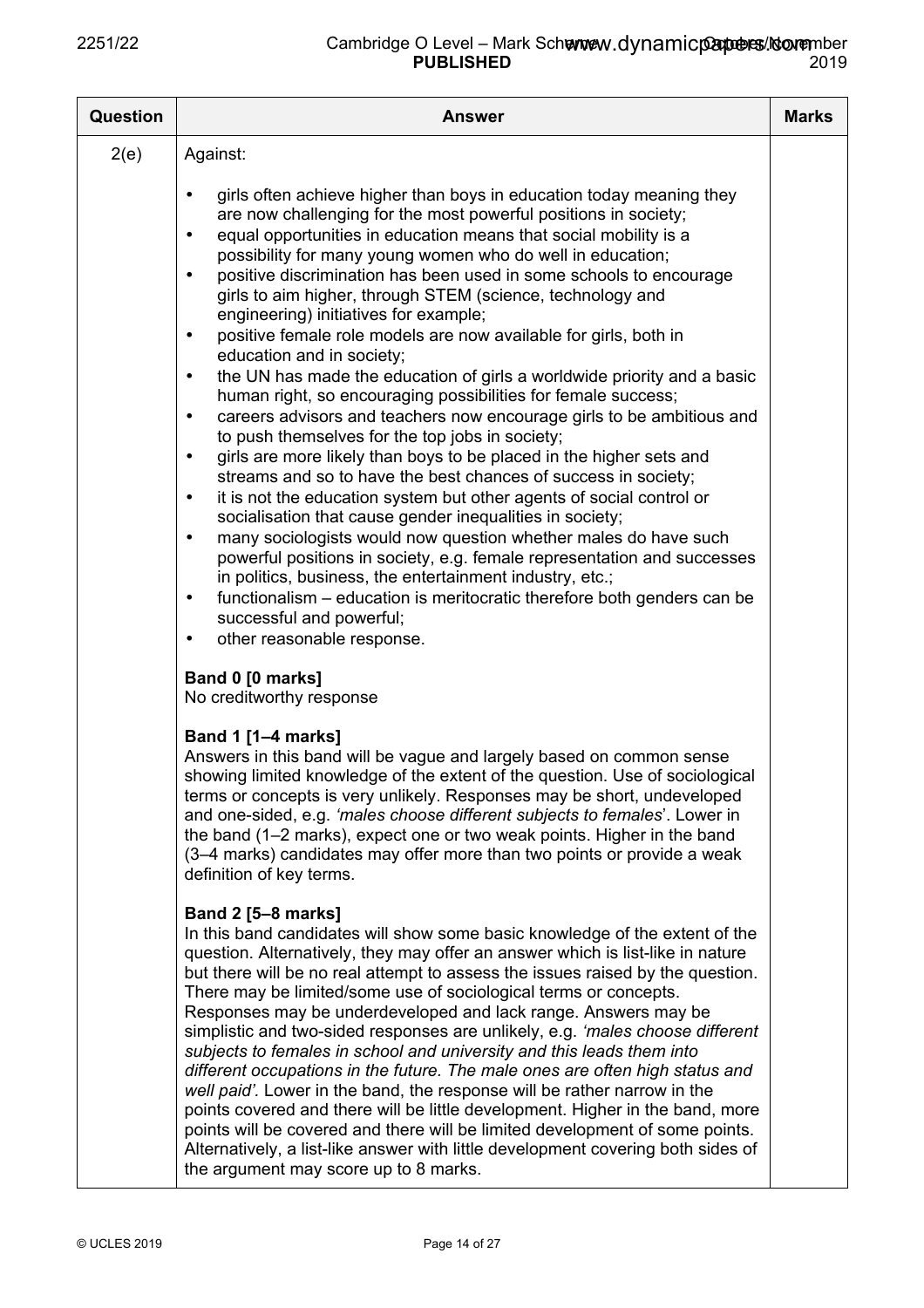| Question | Answer | Marks |
|---|---|---|
| 2(e) | Against:<br><br>• girls often achieve higher than boys in education today meaning they are now challenging for the most powerful positions in society;<br>• equal opportunities in education means that social mobility is a possibility for many young women who do well in education;<br>• positive discrimination has been used in some schools to encourage girls to aim higher, through STEM (science, technology and engineering) initiatives for example;<br>• positive female role models are now available for girls, both in education and in society;<br>• the UN has made the education of girls a worldwide priority and a basic human right, so encouraging possibilities for female success;<br>• careers advisors and teachers now encourage girls to be ambitious and to push themselves for the top jobs in society;<br>• girls are more likely than boys to be placed in the higher sets and streams and so to have the best chances of success in society;<br>• it is not the education system but other agents of social control or socialisation that cause gender inequalities in society;<br>• many sociologists would now question whether males do have such powerful positions in society, e.g. female representation and successes in politics, business, the entertainment industry, etc.;<br>• functionalism – education is meritocratic therefore both genders can be successful and powerful;<br>• other reasonable response.<br><br>**Band 0 [0 marks]**<br>No creditworthy response<br><br>**Band 1 [1–4 marks]**<br>Answers in this band will be vague and largely based on common sense showing limited knowledge of the extent of the question. Use of sociological terms or concepts is very unlikely. Responses may be short, undeveloped and one-sided, e.g. *'males choose different subjects to females*'. Lower in the band (1–2 marks), expect one or two weak points. Higher in the band (3–4 marks) candidates may offer more than two points or provide a weak definition of key terms.<br><br>**Band 2 [5–8 marks]**<br>In this band candidates will show some basic knowledge of the extent of the question. Alternatively, they may offer an answer which is list-like in nature but there will be no real attempt to assess the issues raised by the question. There may be limited/some use of sociological terms or concepts. Responses may be underdeveloped and lack range. Answers may be simplistic and two-sided responses are unlikely, e.g. *'males choose different subjects to females in school and university and this leads them into different occupations in the future. The male ones are often high status and well paid'.* Lower in the band, the response will be rather narrow in the points covered and there will be little development. Higher in the band, more points will be covered and there will be limited development of some points. Alternatively, a list-like answer with little development covering both sides of the argument may score up to 8 marks. | |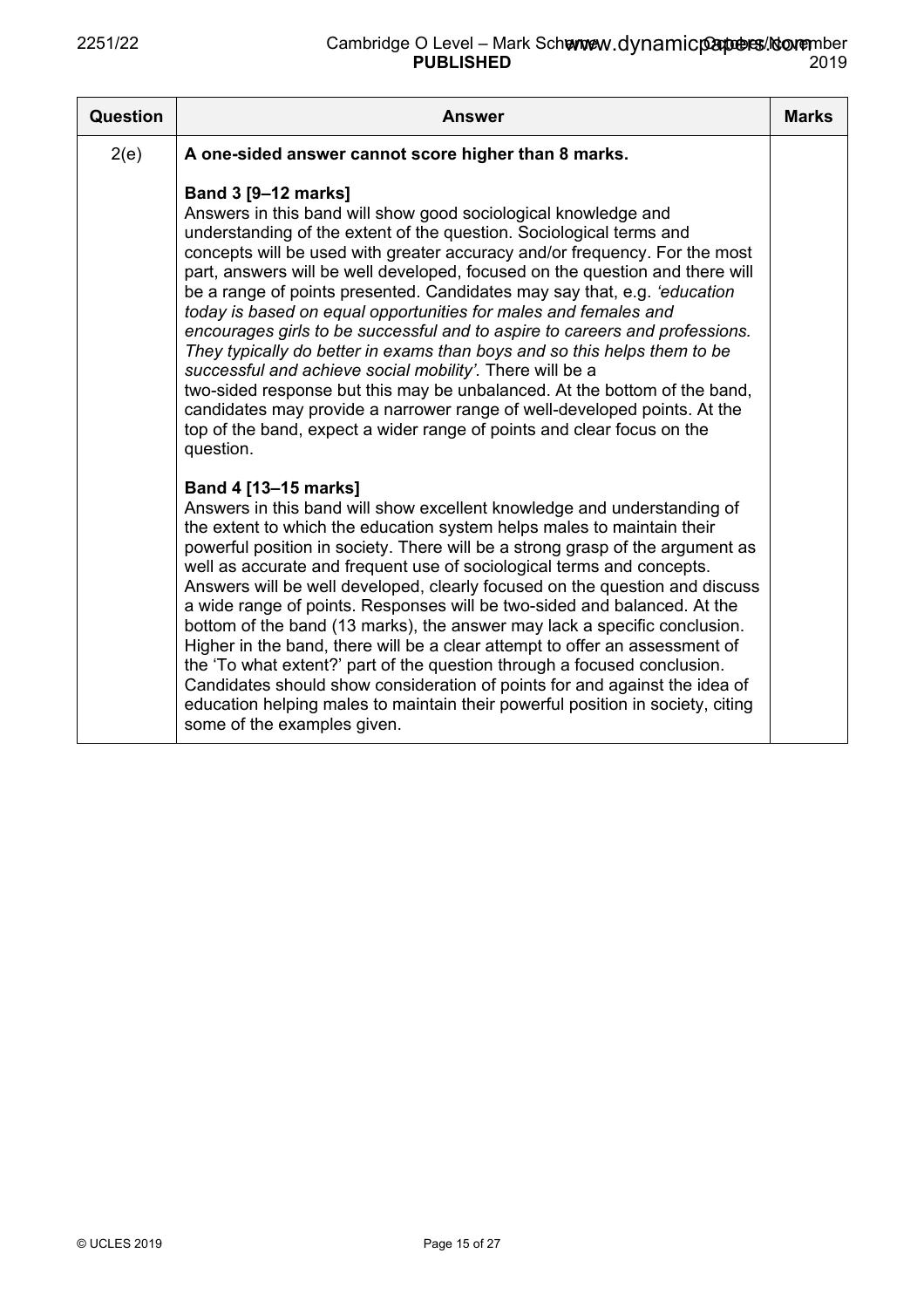| Question | Answer | Marks |
|---|---|---|
| 2(e) | **A one-sided answer cannot score higher than 8 marks.**<br><br>**Band 3 [9–12 marks]**<br>Answers in this band will show good sociological knowledge and understanding of the extent of the question. Sociological terms and concepts will be used with greater accuracy and/or frequency. For the most part, answers will be well developed, focused on the question and there will be a range of points presented. Candidates may say that, e.g. *'education today is based on equal opportunities for males and females and encourages girls to be successful and to aspire to careers and professions. They typically do better in exams than boys and so this helps them to be successful and achieve social mobility'.* There will be a two-sided response but this may be unbalanced. At the bottom of the band, candidates may provide a narrower range of well-developed points. At the top of the band, expect a wider range of points and clear focus on the question.<br><br>**Band 4 [13–15 marks]**<br>Answers in this band will show excellent knowledge and understanding of the extent to which the education system helps males to maintain their powerful position in society. There will be a strong grasp of the argument as well as accurate and frequent use of sociological terms and concepts. Answers will be well developed, clearly focused on the question and discuss a wide range of points. Responses will be two-sided and balanced. At the bottom of the band (13 marks), the answer may lack a specific conclusion. Higher in the band, there will be a clear attempt to offer an assessment of the 'To what extent?' part of the question through a focused conclusion. Candidates should show consideration of points for and against the idea of education helping males to maintain their powerful position in society, citing some of the examples given. | |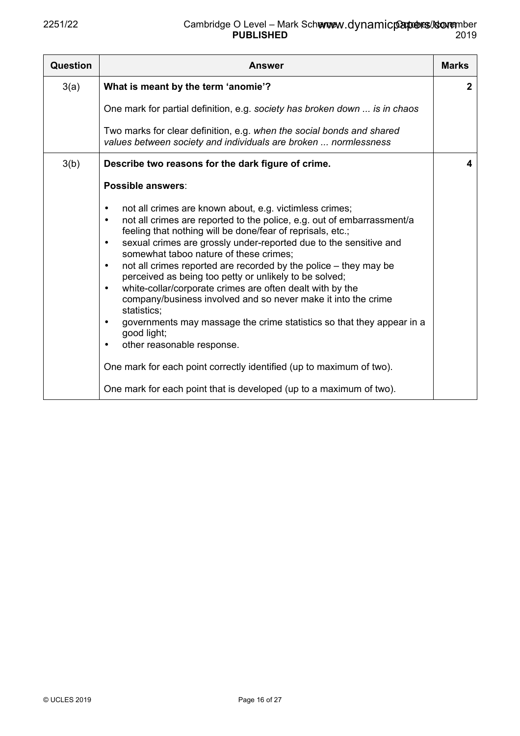| Question | Answer | Marks |
|---|---|---|
| 3(a) | **What is meant by the term 'anomie'?**<br><br>One mark for partial definition, e.g. *society has broken down ... is in chaos*<br><br>Two marks for clear definition, e.g. *when the social bonds and shared values between society and individuals are broken ... normlessness* | **2** |
| 3(b) | **Describe two reasons for the dark figure of crime.**<br><br>**Possible answers**:<br><br>• not all crimes are known about, e.g. victimless crimes;<br>• not all crimes are reported to the police, e.g. out of embarrassment/a feeling that nothing will be done/fear of reprisals, etc.;<br>• sexual crimes are grossly under-reported due to the sensitive and somewhat taboo nature of these crimes;<br>• not all crimes reported are recorded by the police – they may be perceived as being too petty or unlikely to be solved;<br>• white-collar/corporate crimes are often dealt with by the company/business involved and so never make it into the crime statistics;<br>• governments may massage the crime statistics so that they appear in a good light;<br>• other reasonable response.<br><br>One mark for each point correctly identified (up to maximum of two).<br><br>One mark for each point that is developed (up to a maximum of two). | **4** |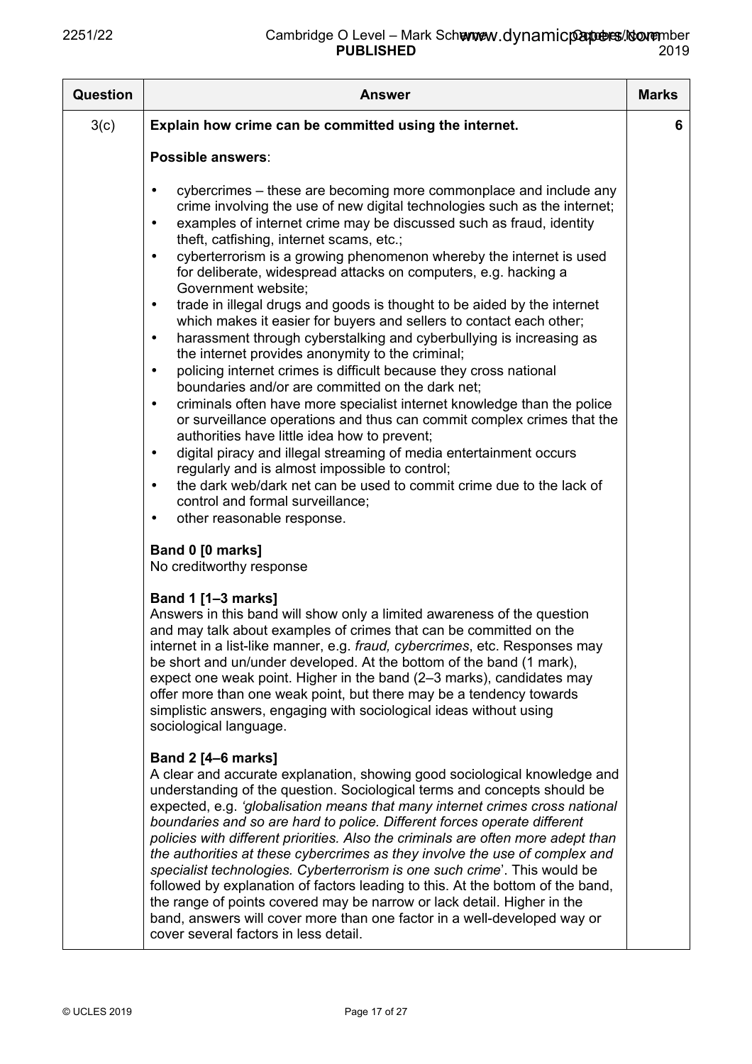| Question | Answer | Marks |
|---|---|---|
| 3(c) | **Explain how crime can be committed using the internet.**<br><br>**Possible answers**:<br><br>• cybercrimes – these are becoming more commonplace and include any crime involving the use of new digital technologies such as the internet;<br>• examples of internet crime may be discussed such as fraud, identity theft, catfishing, internet scams, etc.;<br>• cyberterrorism is a growing phenomenon whereby the internet is used for deliberate, widespread attacks on computers, e.g. hacking a Government website;<br>• trade in illegal drugs and goods is thought to be aided by the internet which makes it easier for buyers and sellers to contact each other;<br>• harassment through cyberstalking and cyberbullying is increasing as the internet provides anonymity to the criminal;<br>• policing internet crimes is difficult because they cross national boundaries and/or are committed on the dark net;<br>• criminals often have more specialist internet knowledge than the police or surveillance operations and thus can commit complex crimes that the authorities have little idea how to prevent;<br>• digital piracy and illegal streaming of media entertainment occurs regularly and is almost impossible to control;<br>• the dark web/dark net can be used to commit crime due to the lack of control and formal surveillance;<br>• other reasonable response.<br><br>**Band 0 [0 marks]**<br>No creditworthy response<br><br>**Band 1 [1–3 marks]**<br>Answers in this band will show only a limited awareness of the question and may talk about examples of crimes that can be committed on the internet in a list-like manner, e.g. *fraud, cybercrimes*, etc. Responses may be short and un/under developed. At the bottom of the band (1 mark), expect one weak point. Higher in the band (2–3 marks), candidates may offer more than one weak point, but there may be a tendency towards simplistic answers, engaging with sociological ideas without using sociological language.<br><br>**Band 2 [4–6 marks]**<br>A clear and accurate explanation, showing good sociological knowledge and understanding of the question. Sociological terms and concepts should be expected, e.g. *'globalisation means that many internet crimes cross national boundaries and so are hard to police. Different forces operate different policies with different priorities. Also the criminals are often more adept than the authorities at these cybercrimes as they involve the use of complex and specialist technologies. Cyberterrorism is one such crime*'. This would be followed by explanation of factors leading to this. At the bottom of the band, the range of points covered may be narrow or lack detail. Higher in the band, answers will cover more than one factor in a well-developed way or cover several factors in less detail. | 6 |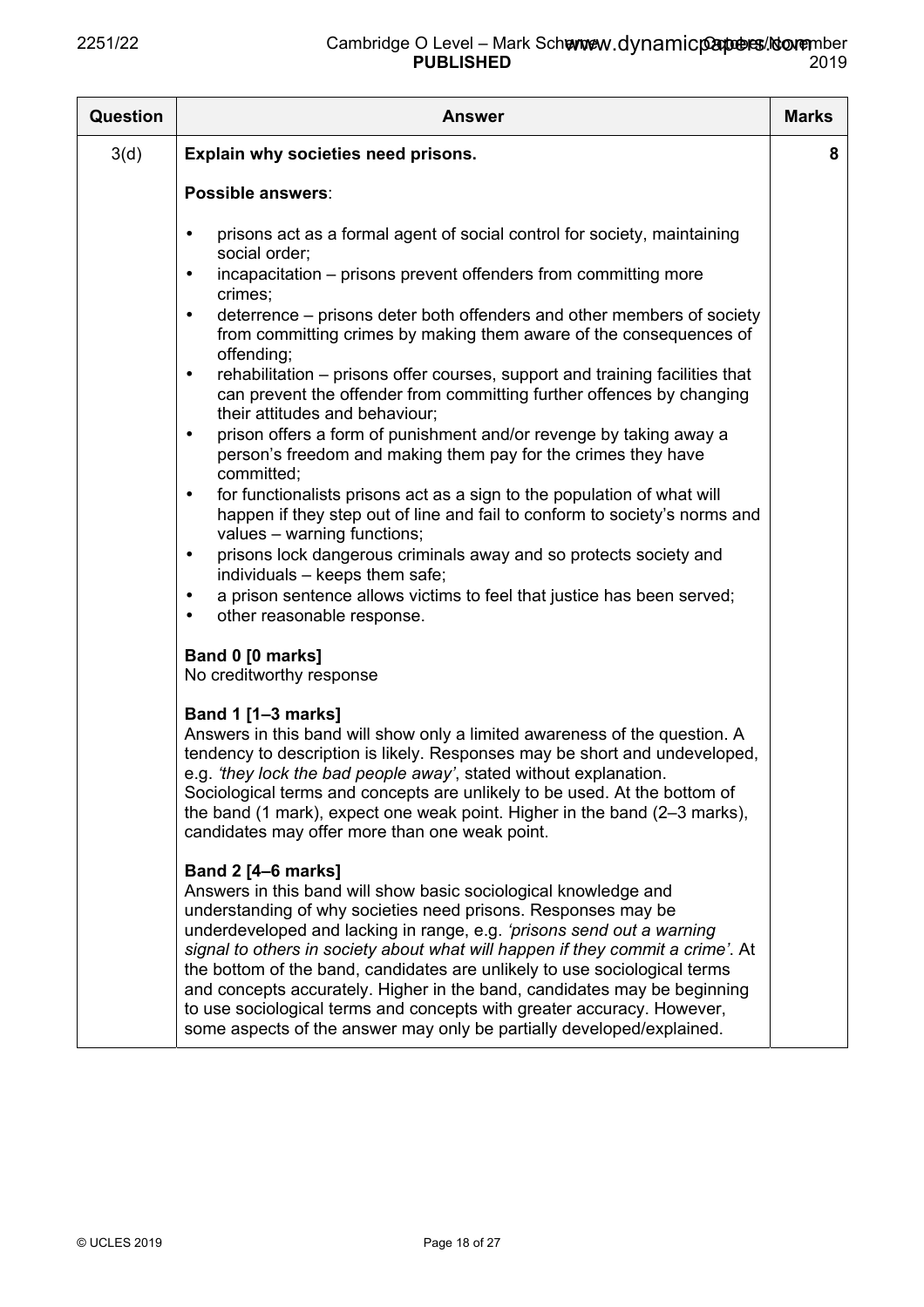| Question | Answer | Marks |
|---|---|---|
| 3(d) | **Explain why societies need prisons.**<br><br>**Possible answers**:<br><br>• prisons act as a formal agent of social control for society, maintaining social order;<br>• incapacitation – prisons prevent offenders from committing more crimes;<br>• deterrence – prisons deter both offenders and other members of society from committing crimes by making them aware of the consequences of offending;<br>• rehabilitation – prisons offer courses, support and training facilities that can prevent the offender from committing further offences by changing their attitudes and behaviour;<br>• prison offers a form of punishment and/or revenge by taking away a person's freedom and making them pay for the crimes they have committed;<br>• for functionalists prisons act as a sign to the population of what will happen if they step out of line and fail to conform to society's norms and values – warning functions;<br>• prisons lock dangerous criminals away and so protects society and individuals – keeps them safe;<br>• a prison sentence allows victims to feel that justice has been served;<br>• other reasonable response.<br><br>**Band 0 [0 marks]**<br>No creditworthy response<br><br>**Band 1 [1–3 marks]**<br>Answers in this band will show only a limited awareness of the question. A tendency to description is likely. Responses may be short and undeveloped, e.g. *'they lock the bad people away'*, stated without explanation. Sociological terms and concepts are unlikely to be used. At the bottom of the band (1 mark), expect one weak point. Higher in the band (2–3 marks), candidates may offer more than one weak point.<br><br>**Band 2 [4–6 marks]**<br>Answers in this band will show basic sociological knowledge and understanding of why societies need prisons. Responses may be underdeveloped and lacking in range, e.g. *'prisons send out a warning signal to others in society about what will happen if they commit a crime'*. At the bottom of the band, candidates are unlikely to use sociological terms and concepts accurately. Higher in the band, candidates may be beginning to use sociological terms and concepts with greater accuracy. However, some aspects of the answer may only be partially developed/explained. | 8 |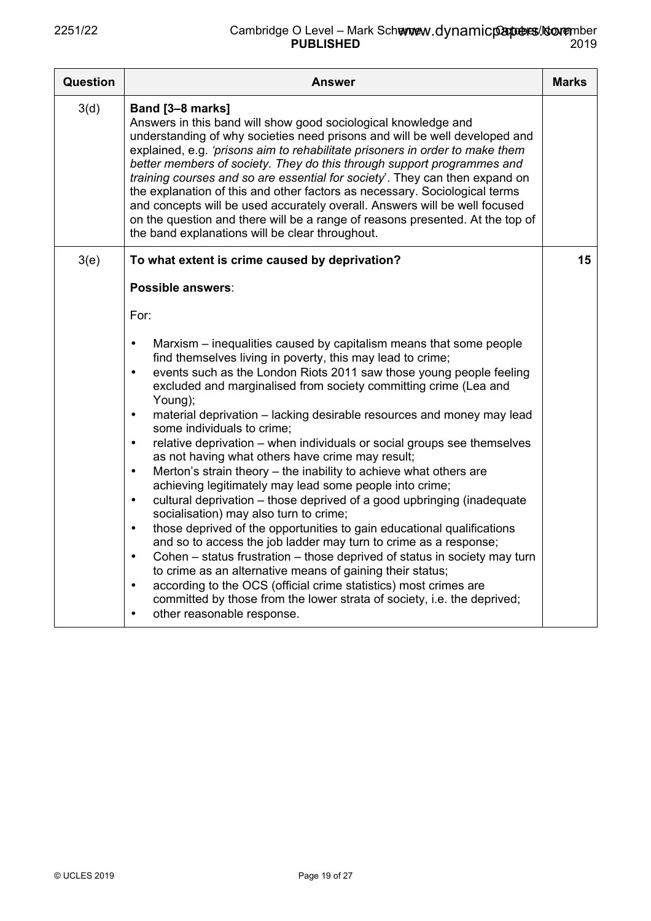| Question | Answer | Marks |
|---|---|---|
| 3(d) | **Band [3–8 marks]**<br>Answers in this band will show good sociological knowledge and understanding of why societies need prisons and will be well developed and explained, e.g. *'prisons aim to rehabilitate prisoners in order to make them better members of society. They do this through support programmes and training courses and so are essential for society*'. They can then expand on the explanation of this and other factors as necessary. Sociological terms and concepts will be used accurately overall. Answers will be well focused on the question and there will be a range of reasons presented. At the top of the band explanations will be clear throughout. | |
| 3(e) | **To what extent is crime caused by deprivation?**<br><br>**Possible answers**:<br><br>For:<br><br>• Marxism – inequalities caused by capitalism means that some people find themselves living in poverty, this may lead to crime;<br>• events such as the London Riots 2011 saw those young people feeling excluded and marginalised from society committing crime (Lea and Young);<br>• material deprivation – lacking desirable resources and money may lead some individuals to crime;<br>• relative deprivation – when individuals or social groups see themselves as not having what others have crime may result;<br>• Merton's strain theory – the inability to achieve what others are achieving legitimately may lead some people into crime;<br>• cultural deprivation – those deprived of a good upbringing (inadequate socialisation) may also turn to crime;<br>• those deprived of the opportunities to gain educational qualifications and so to access the job ladder may turn to crime as a response;<br>• Cohen – status frustration – those deprived of status in society may turn to crime as an alternative means of gaining their status;<br>• according to the OCS (official crime statistics) most crimes are committed by those from the lower strata of society, i.e. the deprived;<br>• other reasonable response. | 15 |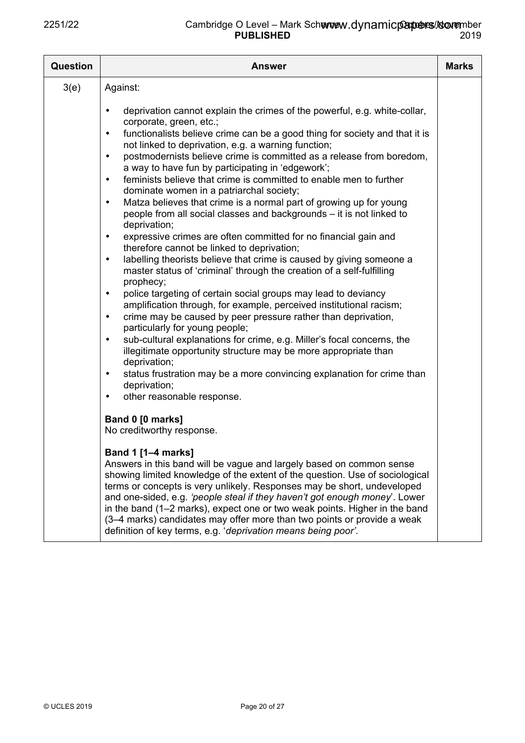| Question | Answer | Marks |
|---|---|---|
| 3(e) | Against:<br><br>• deprivation cannot explain the crimes of the powerful, e.g. white-collar, corporate, green, etc.;<br>• functionalists believe crime can be a good thing for society and that it is not linked to deprivation, e.g. a warning function;<br>• postmodernists believe crime is committed as a release from boredom, a way to have fun by participating in 'edgework';<br>• feminists believe that crime is committed to enable men to further dominate women in a patriarchal society;<br>• Matza believes that crime is a normal part of growing up for young people from all social classes and backgrounds – it is not linked to deprivation;<br>• expressive crimes are often committed for no financial gain and therefore cannot be linked to deprivation;<br>• labelling theorists believe that crime is caused by giving someone a master status of 'criminal' through the creation of a self-fulfilling prophecy;<br>• police targeting of certain social groups may lead to deviancy amplification through, for example, perceived institutional racism;<br>• crime may be caused by peer pressure rather than deprivation, particularly for young people;<br>• sub-cultural explanations for crime, e.g. Miller's focal concerns, the illegitimate opportunity structure may be more appropriate than deprivation;<br>• status frustration may be a more convincing explanation for crime than deprivation;<br>• other reasonable response.<br><br>**Band 0 [0 marks]**<br>No creditworthy response.<br><br>**Band 1 [1–4 marks]**<br>Answers in this band will be vague and largely based on common sense showing limited knowledge of the extent of the question. Use of sociological terms or concepts is very unlikely. Responses may be short, undeveloped and one-sided, e.g. *'people steal if they haven't got enough money'*. Lower in the band (1–2 marks), expect one or two weak points. Higher in the band (3–4 marks) candidates may offer more than two points or provide a weak definition of key terms, e.g. '*deprivation means being poor'*. | |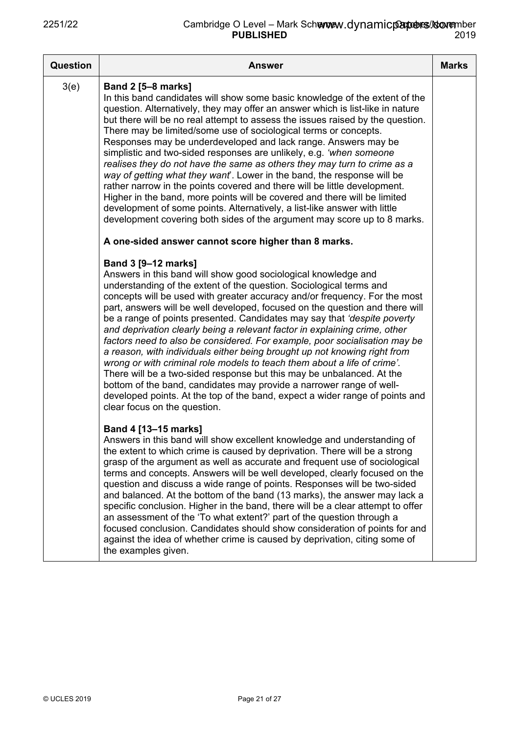| Question | Answer | Marks |
|---|---|---|
| 3(e) | **Band 2 [5–8 marks]**<br>In this band candidates will show some basic knowledge of the extent of the question. Alternatively, they may offer an answer which is list-like in nature but there will be no real attempt to assess the issues raised by the question. There may be limited/some use of sociological terms or concepts. Responses may be underdeveloped and lack range. Answers may be simplistic and two-sided responses are unlikely, e.g. *'when someone realises they do not have the same as others they may turn to crime as a way of getting what they want'*. Lower in the band, the response will be rather narrow in the points covered and there will be little development. Higher in the band, more points will be covered and there will be limited development of some points. Alternatively, a list-like answer with little development covering both sides of the argument may score up to 8 marks.<br><br>**A one-sided answer cannot score higher than 8 marks.**<br><br>**Band 3 [9–12 marks]**<br>Answers in this band will show good sociological knowledge and understanding of the extent of the question. Sociological terms and concepts will be used with greater accuracy and/or frequency. For the most part, answers will be well developed, focused on the question and there will be a range of points presented. Candidates may say that *'despite poverty and deprivation clearly being a relevant factor in explaining crime, other factors need to also be considered. For example, poor socialisation may be a reason, with individuals either being brought up not knowing right from wrong or with criminal role models to teach them about a life of crime'.* There will be a two-sided response but this may be unbalanced. At the bottom of the band, candidates may provide a narrower range of well-developed points. At the top of the band, expect a wider range of points and clear focus on the question.<br><br>**Band 4 [13–15 marks]**<br>Answers in this band will show excellent knowledge and understanding of the extent to which crime is caused by deprivation. There will be a strong grasp of the argument as well as accurate and frequent use of sociological terms and concepts. Answers will be well developed, clearly focused on the question and discuss a wide range of points. Responses will be two-sided and balanced. At the bottom of the band (13 marks), the answer may lack a specific conclusion. Higher in the band, there will be a clear attempt to offer an assessment of the 'To what extent?' part of the question through a focused conclusion. Candidates should show consideration of points for and against the idea of whether crime is caused by deprivation, citing some of the examples given. | |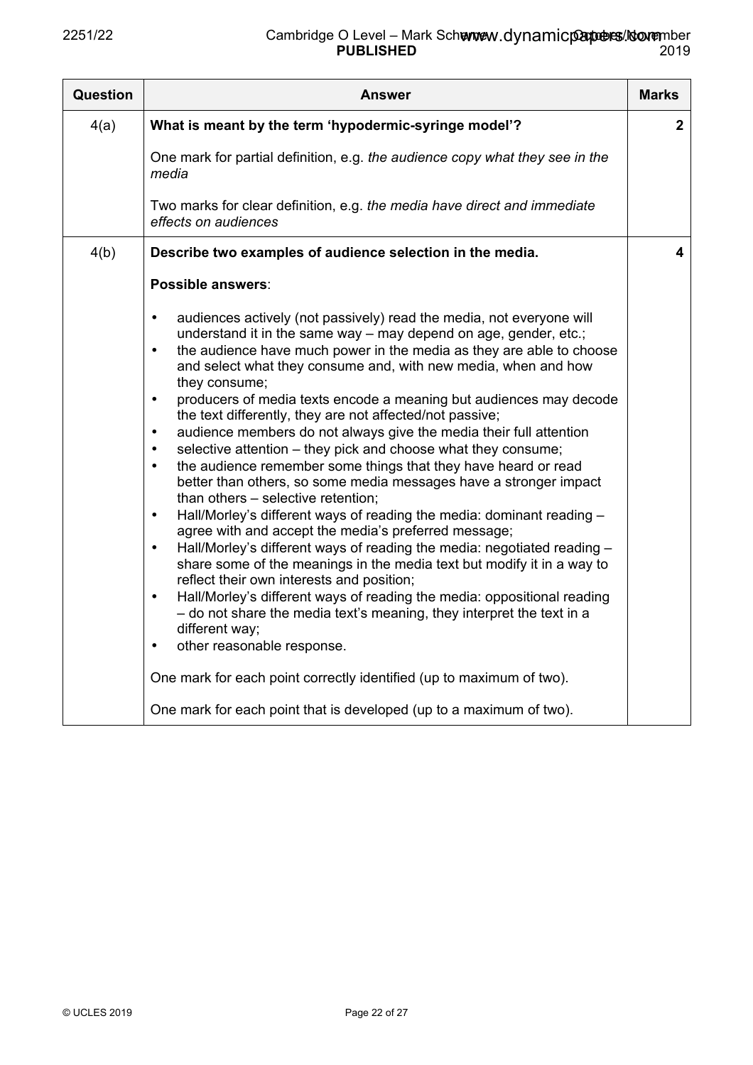| Question | Answer | Marks |
|---|---|---|
| 4(a) | **What is meant by the term 'hypodermic-syringe model'?**<br><br>One mark for partial definition, e.g. *the audience copy what they see in the media*<br><br>Two marks for clear definition, e.g. *the media have direct and immediate effects on audiences* | **2** |
| 4(b) | **Describe two examples of audience selection in the media.**<br><br>**Possible answers**:<br><br>• audiences actively (not passively) read the media, not everyone will understand it in the same way – may depend on age, gender, etc.;<br>• the audience have much power in the media as they are able to choose and select what they consume and, with new media, when and how they consume;<br>• producers of media texts encode a meaning but audiences may decode the text differently, they are not affected/not passive;<br>• audience members do not always give the media their full attention<br>• selective attention – they pick and choose what they consume;<br>• the audience remember some things that they have heard or read better than others, so some media messages have a stronger impact than others – selective retention;<br>• Hall/Morley's different ways of reading the media: dominant reading – agree with and accept the media's preferred message;<br>• Hall/Morley's different ways of reading the media: negotiated reading – share some of the meanings in the media text but modify it in a way to reflect their own interests and position;<br>• Hall/Morley's different ways of reading the media: oppositional reading – do not share the media text's meaning, they interpret the text in a different way;<br>• other reasonable response.<br><br>One mark for each point correctly identified (up to maximum of two).<br><br>One mark for each point that is developed (up to a maximum of two). | **4** |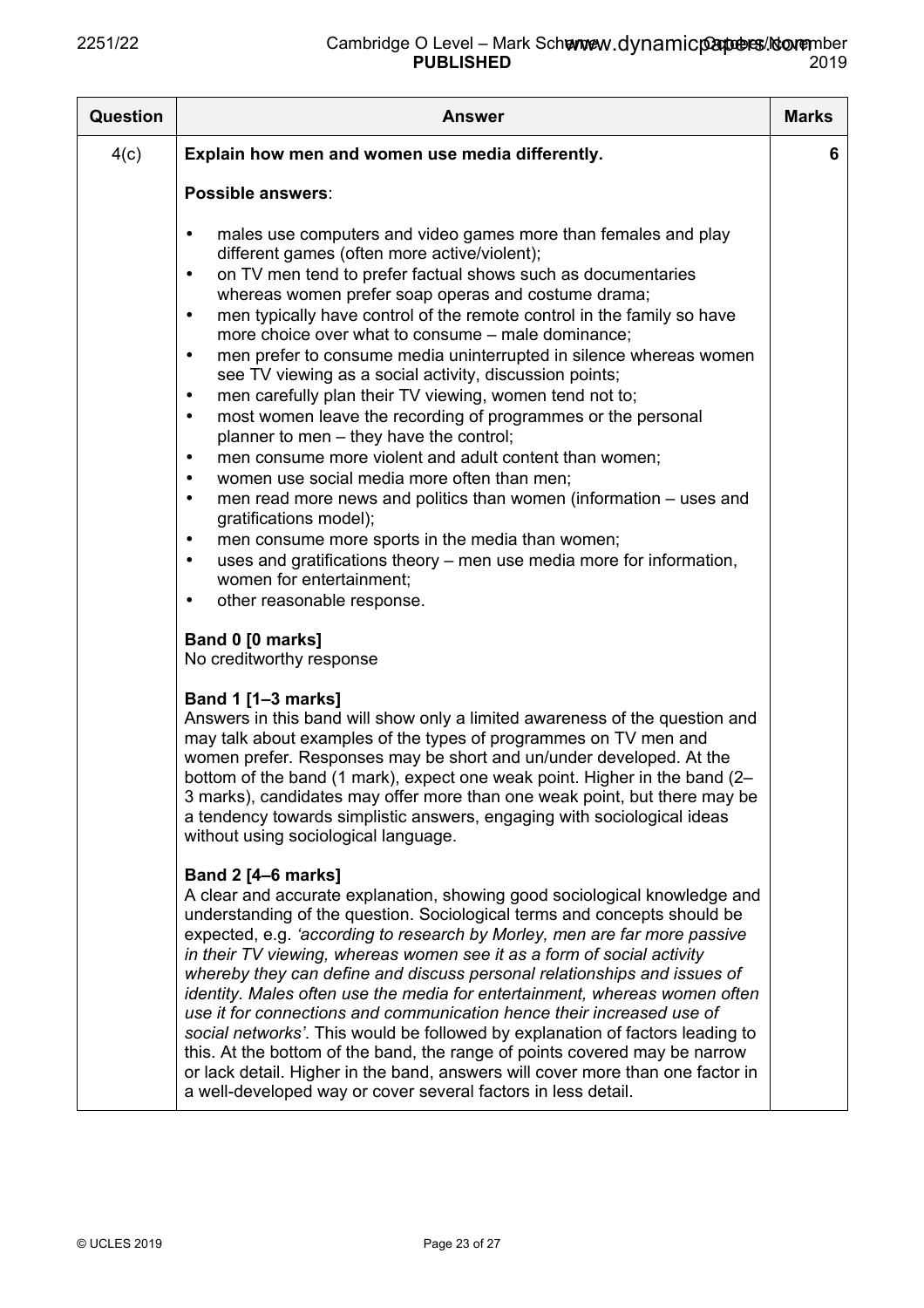| Question | Answer | Marks |
|---|---|---|
| 4(c) | **Explain how men and women use media differently.**<br><br>**Possible answers**:<br><br>• males use computers and video games more than females and play different games (often more active/violent);<br>• on TV men tend to prefer factual shows such as documentaries whereas women prefer soap operas and costume drama;<br>• men typically have control of the remote control in the family so have more choice over what to consume – male dominance;<br>• men prefer to consume media uninterrupted in silence whereas women see TV viewing as a social activity, discussion points;<br>• men carefully plan their TV viewing, women tend not to;<br>• most women leave the recording of programmes or the personal planner to men – they have the control;<br>• men consume more violent and adult content than women;<br>• women use social media more often than men;<br>• men read more news and politics than women (information – uses and gratifications model);<br>• men consume more sports in the media than women;<br>• uses and gratifications theory – men use media more for information, women for entertainment;<br>• other reasonable response.<br><br>**Band 0 [0 marks]**<br>No creditworthy response<br><br>**Band 1 [1–3 marks]**<br>Answers in this band will show only a limited awareness of the question and may talk about examples of the types of programmes on TV men and women prefer. Responses may be short and un/under developed. At the bottom of the band (1 mark), expect one weak point. Higher in the band (2–3 marks), candidates may offer more than one weak point, but there may be a tendency towards simplistic answers, engaging with sociological ideas without using sociological language.<br><br>**Band 2 [4–6 marks]**<br>A clear and accurate explanation, showing good sociological knowledge and understanding of the question. Sociological terms and concepts should be expected, e.g. *'according to research by Morley, men are far more passive in their TV viewing, whereas women see it as a form of social activity whereby they can define and discuss personal relationships and issues of identity. Males often use the media for entertainment, whereas women often use it for connections and communication hence their increased use of social networks'*. This would be followed by explanation of factors leading to this. At the bottom of the band, the range of points covered may be narrow or lack detail. Higher in the band, answers will cover more than one factor in a well-developed way or cover several factors in less detail. | 6 |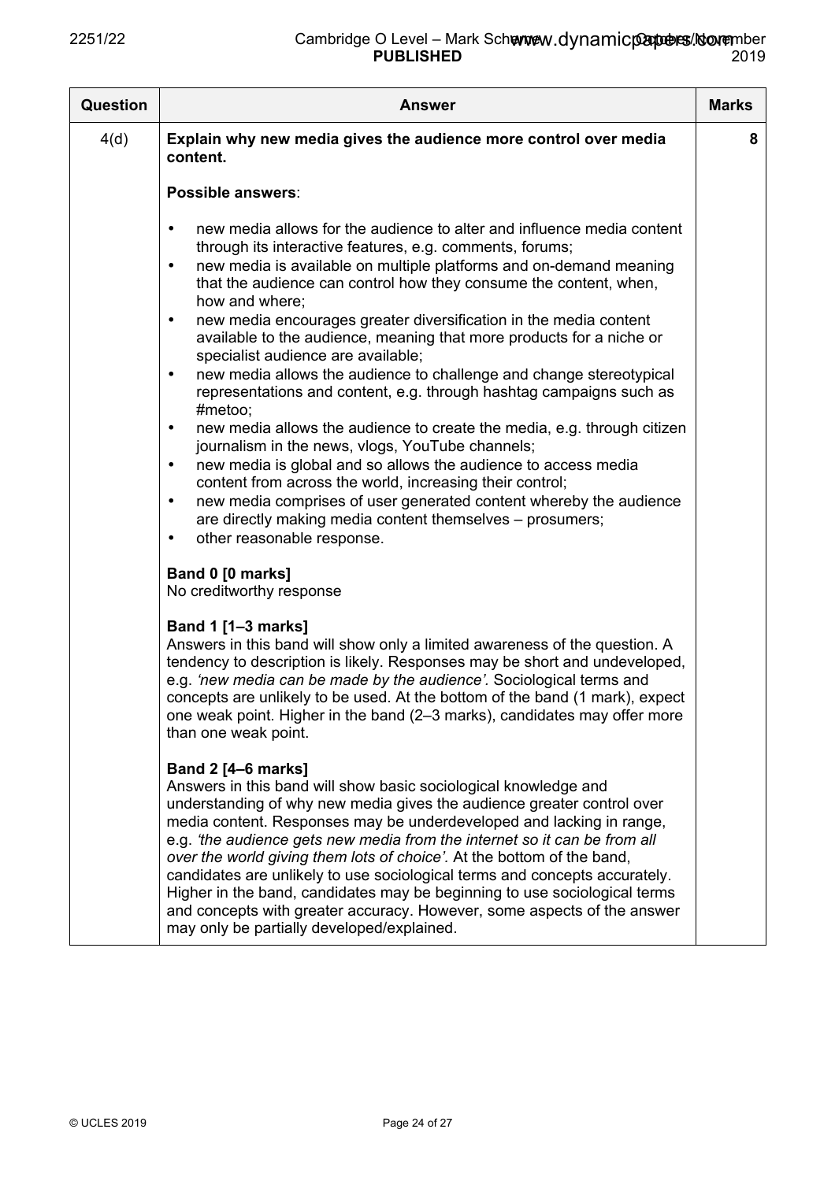| Question | Answer | Marks |
|---|---|---|
| 4(d) | **Explain why new media gives the audience more control over media content.**<br><br>**Possible answers**:<br><br>• new media allows for the audience to alter and influence media content through its interactive features, e.g. comments, forums;<br>• new media is available on multiple platforms and on-demand meaning that the audience can control how they consume the content, when, how and where;<br>• new media encourages greater diversification in the media content available to the audience, meaning that more products for a niche or specialist audience are available;<br>• new media allows the audience to challenge and change stereotypical representations and content, e.g. through hashtag campaigns such as #metoo;<br>• new media allows the audience to create the media, e.g. through citizen journalism in the news, vlogs, YouTube channels;<br>• new media is global and so allows the audience to access media content from across the world, increasing their control;<br>• new media comprises of user generated content whereby the audience are directly making media content themselves – prosumers;<br>• other reasonable response.<br><br>**Band 0 [0 marks]**<br>No creditworthy response<br><br>**Band 1 [1–3 marks]**<br>Answers in this band will show only a limited awareness of the question. A tendency to description is likely. Responses may be short and undeveloped, e.g. *'new media can be made by the audience'.* Sociological terms and concepts are unlikely to be used. At the bottom of the band (1 mark), expect one weak point. Higher in the band (2–3 marks), candidates may offer more than one weak point.<br><br>**Band 2 [4–6 marks]**<br>Answers in this band will show basic sociological knowledge and understanding of why new media gives the audience greater control over media content. Responses may be underdeveloped and lacking in range, e.g. *'the audience gets new media from the internet so it can be from all over the world giving them lots of choice'.* At the bottom of the band, candidates are unlikely to use sociological terms and concepts accurately. Higher in the band, candidates may be beginning to use sociological terms and concepts with greater accuracy. However, some aspects of the answer may only be partially developed/explained. | 8 |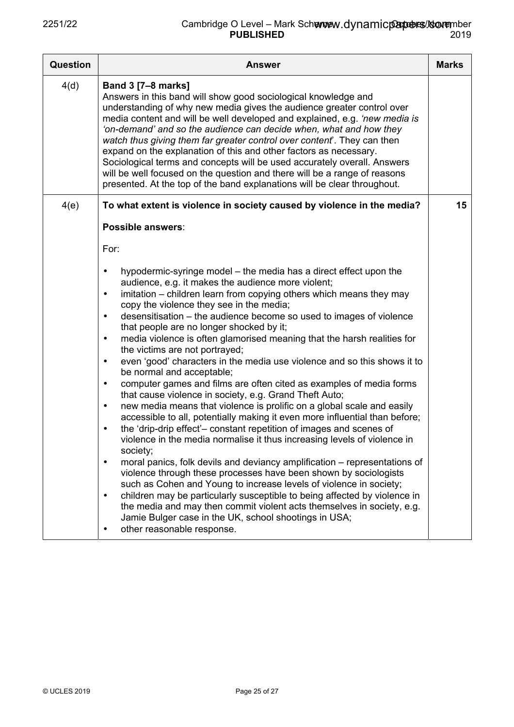| Question | Answer | Marks |
|---|---|---|
| 4(d) | **Band 3 [7–8 marks]**<br>Answers in this band will show good sociological knowledge and understanding of why new media gives the audience greater control over media content and will be well developed and explained, e.g. *'new media is 'on-demand' and so the audience can decide when, what and how they watch thus giving them far greater control over content*'. They can then expand on the explanation of this and other factors as necessary. Sociological terms and concepts will be used accurately overall. Answers will be well focused on the question and there will be a range of reasons presented. At the top of the band explanations will be clear throughout. | |
| 4(e) | **To what extent is violence in society caused by violence in the media?**<br><br>**Possible answers**:<br><br>For:<br><br>• hypodermic-syringe model – the media has a direct effect upon the audience, e.g. it makes the audience more violent;<br>• imitation – children learn from copying others which means they may copy the violence they see in the media;<br>• desensitisation – the audience become so used to images of violence that people are no longer shocked by it;<br>• media violence is often glamorised meaning that the harsh realities for the victims are not portrayed;<br>• even 'good' characters in the media use violence and so this shows it to be normal and acceptable;<br>• computer games and films are often cited as examples of media forms that cause violence in society, e.g. Grand Theft Auto;<br>• new media means that violence is prolific on a global scale and easily accessible to all, potentially making it even more influential than before;<br>• the 'drip-drip effect'– constant repetition of images and scenes of violence in the media normalise it thus increasing levels of violence in society;<br>• moral panics, folk devils and deviancy amplification – representations of violence through these processes have been shown by sociologists such as Cohen and Young to increase levels of violence in society;<br>• children may be particularly susceptible to being affected by violence in the media and may then commit violent acts themselves in society, e.g. Jamie Bulger case in the UK, school shootings in USA;<br>• other reasonable response. | 15 |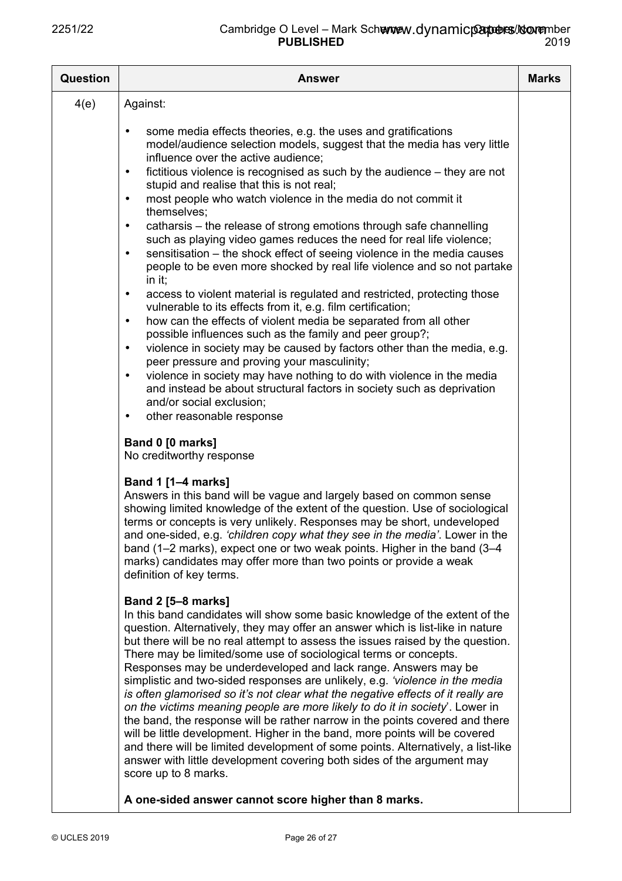| Question | Answer | Marks |
|---|---|---|
| 4(e) | Against:<br><br>• some media effects theories, e.g. the uses and gratifications model/audience selection models, suggest that the media has very little influence over the active audience;<br>• fictitious violence is recognised as such by the audience – they are not stupid and realise that this is not real;<br>• most people who watch violence in the media do not commit it themselves;<br>• catharsis – the release of strong emotions through safe channelling such as playing video games reduces the need for real life violence;<br>• sensitisation – the shock effect of seeing violence in the media causes people to be even more shocked by real life violence and so not partake in it;<br>• access to violent material is regulated and restricted, protecting those vulnerable to its effects from it, e.g. film certification;<br>• how can the effects of violent media be separated from all other possible influences such as the family and peer group?;<br>• violence in society may be caused by factors other than the media, e.g. peer pressure and proving your masculinity;<br>• violence in society may have nothing to do with violence in the media and instead be about structural factors in society such as deprivation and/or social exclusion;<br>• other reasonable response<br><br>**Band 0 [0 marks]**<br>No creditworthy response<br><br>**Band 1 [1–4 marks]**<br>Answers in this band will be vague and largely based on common sense showing limited knowledge of the extent of the question. Use of sociological terms or concepts is very unlikely. Responses may be short, undeveloped and one-sided, e.g. *'children copy what they see in the media'*. Lower in the band (1–2 marks), expect one or two weak points. Higher in the band (3–4 marks) candidates may offer more than two points or provide a weak definition of key terms.<br><br>**Band 2 [5–8 marks]**<br>In this band candidates will show some basic knowledge of the extent of the question. Alternatively, they may offer an answer which is list-like in nature but there will be no real attempt to assess the issues raised by the question. There may be limited/some use of sociological terms or concepts. Responses may be underdeveloped and lack range. Answers may be simplistic and two-sided responses are unlikely, e.g. *'violence in the media is often glamorised so it's not clear what the negative effects of it really are on the victims meaning people are more likely to do it in society*'. Lower in the band, the response will be rather narrow in the points covered and there will be little development. Higher in the band, more points will be covered and there will be limited development of some points. Alternatively, a list-like answer with little development covering both sides of the argument may score up to 8 marks.<br><br>**A one-sided answer cannot score higher than 8 marks.** | |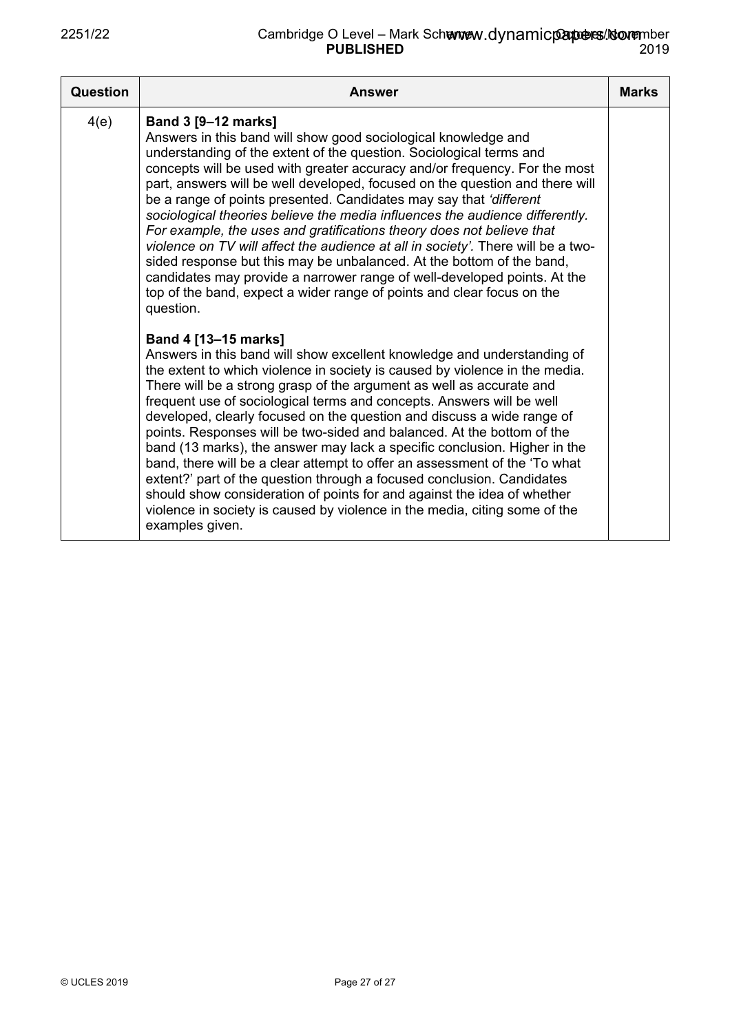| Question | Answer | Marks |
| --- | --- | --- |
| 4(e) | **Band 3 [9–12 marks]**<br>Answers in this band will show good sociological knowledge and understanding of the extent of the question. Sociological terms and concepts will be used with greater accuracy and/or frequency. For the most part, answers will be well developed, focused on the question and there will be a range of points presented. Candidates may say that *'different sociological theories believe the media influences the audience differently. For example, the uses and gratifications theory does not believe that violence on TV will affect the audience at all in society'.* There will be a two-sided response but this may be unbalanced. At the bottom of the band, candidates may provide a narrower range of well-developed points. At the top of the band, expect a wider range of points and clear focus on the question.<br><br>**Band 4 [13–15 marks]**<br>Answers in this band will show excellent knowledge and understanding of the extent to which violence in society is caused by violence in the media. There will be a strong grasp of the argument as well as accurate and frequent use of sociological terms and concepts. Answers will be well developed, clearly focused on the question and discuss a wide range of points. Responses will be two-sided and balanced. At the bottom of the band (13 marks), the answer may lack a specific conclusion. Higher in the band, there will be a clear attempt to offer an assessment of the 'To what extent?' part of the question through a focused conclusion. Candidates should show consideration of points for and against the idea of whether violence in society is caused by violence in the media, citing some of the examples given. | |